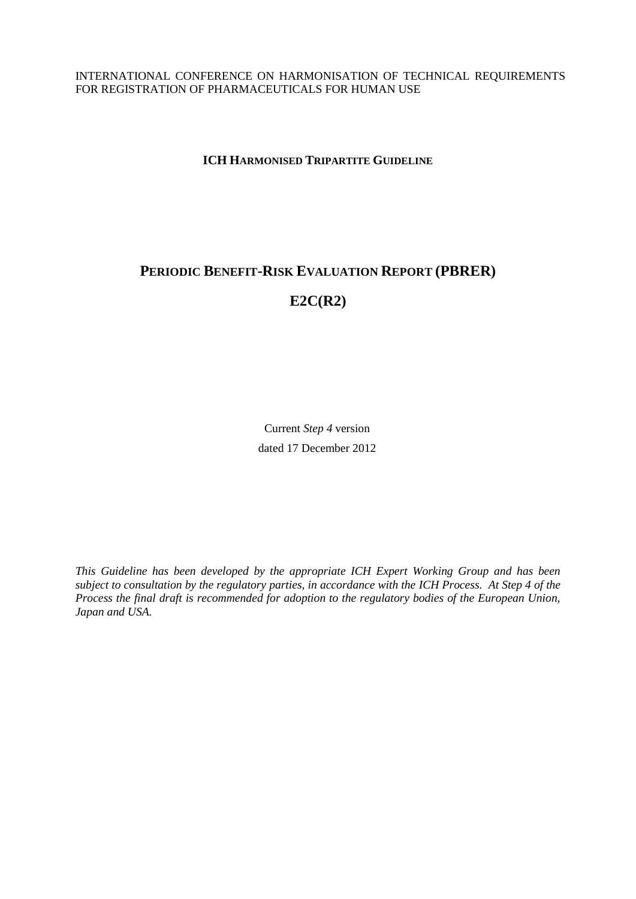INTERNATIONAL CONFERENCE ON HARMONISATION OF TECHNICAL REQUIREMENTS FOR REGISTRATION OF PHARMACEUTICALS FOR HUMAN USE

**ICH HARMONISED TRIPARTITE GUIDELINE**

# PERIODIC BENEFIT-RISK EVALUATION REPORT (PBRER)

# E2C(R2)

Current *Step 4* version

dated 17 December 2012

*This Guideline has been developed by the appropriate ICH Expert Working Group and has been subject to consultation by the regulatory parties, in accordance with the ICH Process. At Step 4 of the Process the final draft is recommended for adoption to the regulatory bodies of the European Union, Japan and USA.*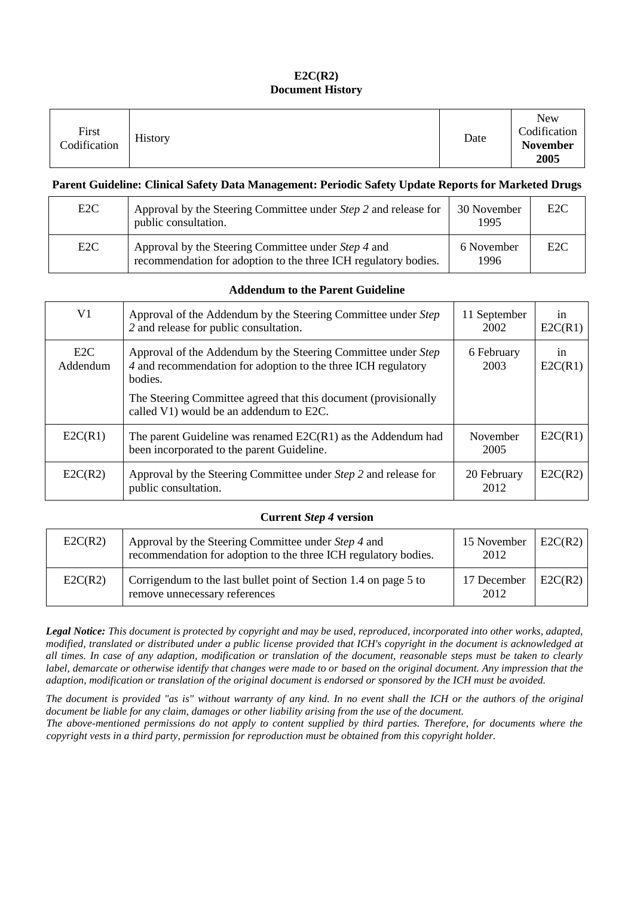**E2C(R2)**
**Document History**

| First Codification | History | Date | New Codification **November 2005** |
|---|---|---|---|

**Parent Guideline: Clinical Safety Data Management: Periodic Safety Update Reports for Marketed Drugs**

| | | | |
|---|---|---|---|
| E2C | Approval by the Steering Committee under *Step 2* and release for public consultation. | 30 November 1995 | E2C |
| E2C | Approval by the Steering Committee under *Step 4* and recommendation for adoption to the three ICH regulatory bodies. | 6 November 1996 | E2C |

**Addendum to the Parent Guideline**

| | | | |
|---|---|---|---|
| V1 | Approval of the Addendum by the Steering Committee under *Step 2* and release for public consultation. | 11 September 2002 | in E2C(R1) |
| E2C Addendum | Approval of the Addendum by the Steering Committee under *Step 4* and recommendation for adoption to the three ICH regulatory bodies.<br><br>The Steering Committee agreed that this document (provisionally called V1) would be an addendum to E2C. | 6 February 2003 | in E2C(R1) |
| E2C(R1) | The parent Guideline was renamed E2C(R1) as the Addendum had been incorporated to the parent Guideline. | November 2005 | E2C(R1) |
| E2C(R2) | Approval by the Steering Committee under *Step 2* and release for public consultation. | 20 February 2012 | E2C(R2) |

**Current *Step 4* version**

| | | | |
|---|---|---|---|
| E2C(R2) | Approval by the Steering Committee under *Step 4* and recommendation for adoption to the three ICH regulatory bodies. | 15 November 2012 | E2C(R2) |
| E2C(R2) | Corrigendum to the last bullet point of Section 1.4 on page 5 to remove unnecessary references | 17 December 2012 | E2C(R2) |

***Legal Notice:*** *This document is protected by copyright and may be used, reproduced, incorporated into other works, adapted, modified, translated or distributed under a public license provided that ICH's copyright in the document is acknowledged at all times. In case of any adaption, modification or translation of the document, reasonable steps must be taken to clearly label, demarcate or otherwise identify that changes were made to or based on the original document. Any impression that the adaption, modification or translation of the original document is endorsed or sponsored by the ICH must be avoided.*

*The document is provided "as is" without warranty of any kind. In no event shall the ICH or the authors of the original document be liable for any claim, damages or other liability arising from the use of the document.*

*The above-mentioned permissions do not apply to content supplied by third parties. Therefore, for documents where the copyright vests in a third party, permission for reproduction must be obtained from this copyright holder.*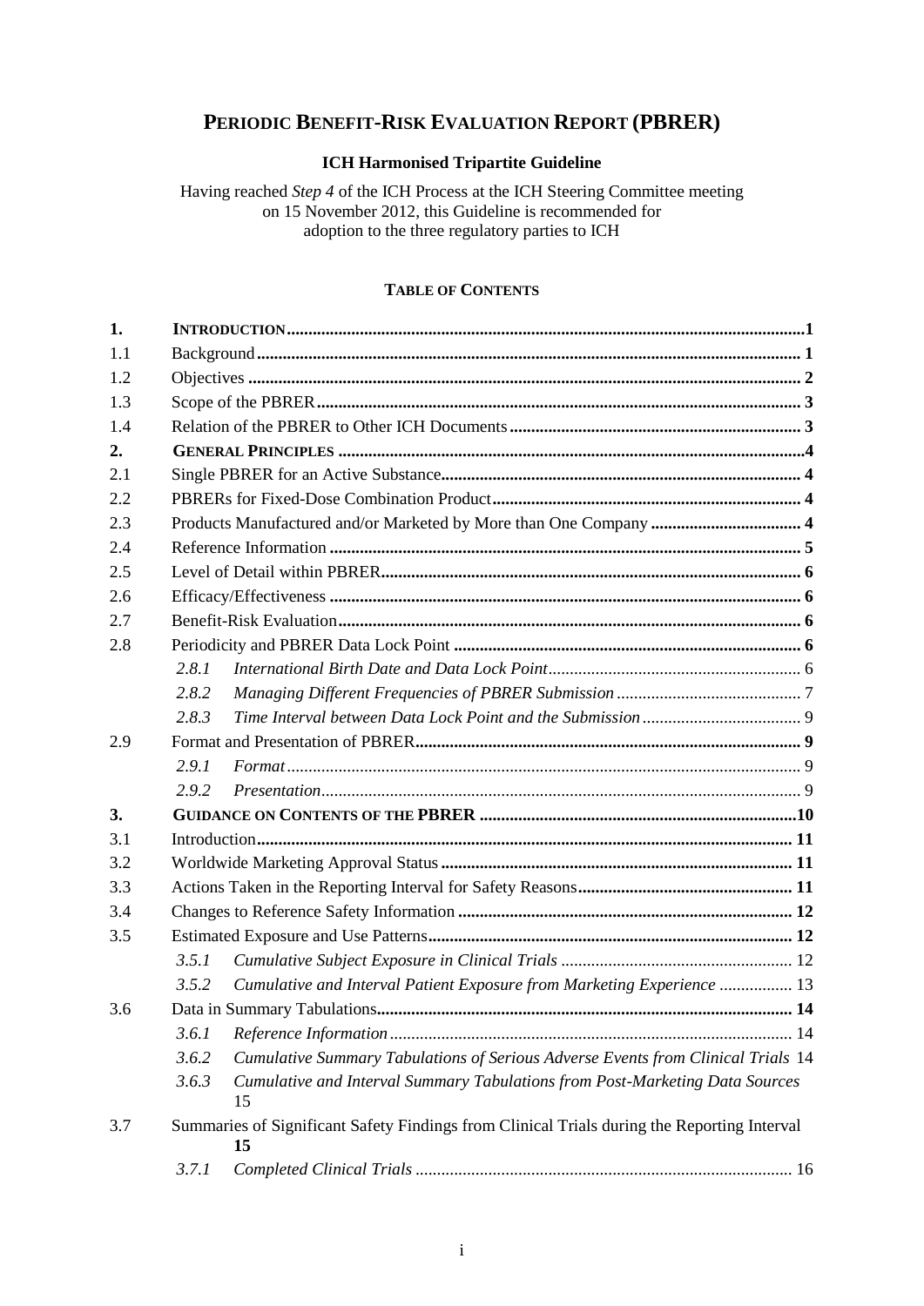# PERIODIC BENEFIT-RISK EVALUATION REPORT (PBRER)

**ICH Harmonised Tripartite Guideline**

Having reached *Step 4* of the ICH Process at the ICH Steering Committee meeting on 15 November 2012, this Guideline is recommended for adoption to the three regulatory parties to ICH

**TABLE OF CONTENTS**

| | | |
|---|---|---|
| **1.** | **INTRODUCTION** | **1** |
| 1.1 | Background | **1** |
| 1.2 | Objectives | **2** |
| 1.3 | Scope of the PBRER | **3** |
| 1.4 | Relation of the PBRER to Other ICH Documents | **3** |
| **2.** | **GENERAL PRINCIPLES** | **4** |
| 2.1 | Single PBRER for an Active Substance | **4** |
| 2.2 | PBRERs for Fixed-Dose Combination Product | **4** |
| 2.3 | Products Manufactured and/or Marketed by More than One Company | **4** |
| 2.4 | Reference Information | **5** |
| 2.5 | Level of Detail within PBRER | **6** |
| 2.6 | Efficacy/Effectiveness | **6** |
| 2.7 | Benefit-Risk Evaluation | **6** |
| 2.8 | Periodicity and PBRER Data Lock Point | **6** |
| *2.8.1* | *International Birth Date and Data Lock Point* | 6 |
| *2.8.2* | *Managing Different Frequencies of PBRER Submission* | 7 |
| *2.8.3* | *Time Interval between Data Lock Point and the Submission* | 9 |
| 2.9 | Format and Presentation of PBRER | **9** |
| *2.9.1* | *Format* | 9 |
| *2.9.2* | *Presentation* | 9 |
| **3.** | **GUIDANCE ON CONTENTS OF THE PBRER** | **10** |
| 3.1 | Introduction | **11** |
| 3.2 | Worldwide Marketing Approval Status | **11** |
| 3.3 | Actions Taken in the Reporting Interval for Safety Reasons | **11** |
| 3.4 | Changes to Reference Safety Information | **12** |
| 3.5 | Estimated Exposure and Use Patterns | **12** |
| *3.5.1* | *Cumulative Subject Exposure in Clinical Trials* | 12 |
| *3.5.2* | *Cumulative and Interval Patient Exposure from Marketing Experience* | 13 |
| 3.6 | Data in Summary Tabulations | **14** |
| *3.6.1* | *Reference Information* | 14 |
| *3.6.2* | *Cumulative Summary Tabulations of Serious Adverse Events from Clinical Trials* | 14 |
| *3.6.3* | *Cumulative and Interval Summary Tabulations from Post-Marketing Data Sources* | 15 |
| 3.7 | Summaries of Significant Safety Findings from Clinical Trials during the Reporting Interval | **15** |
| *3.7.1* | *Completed Clinical Trials* | 16 |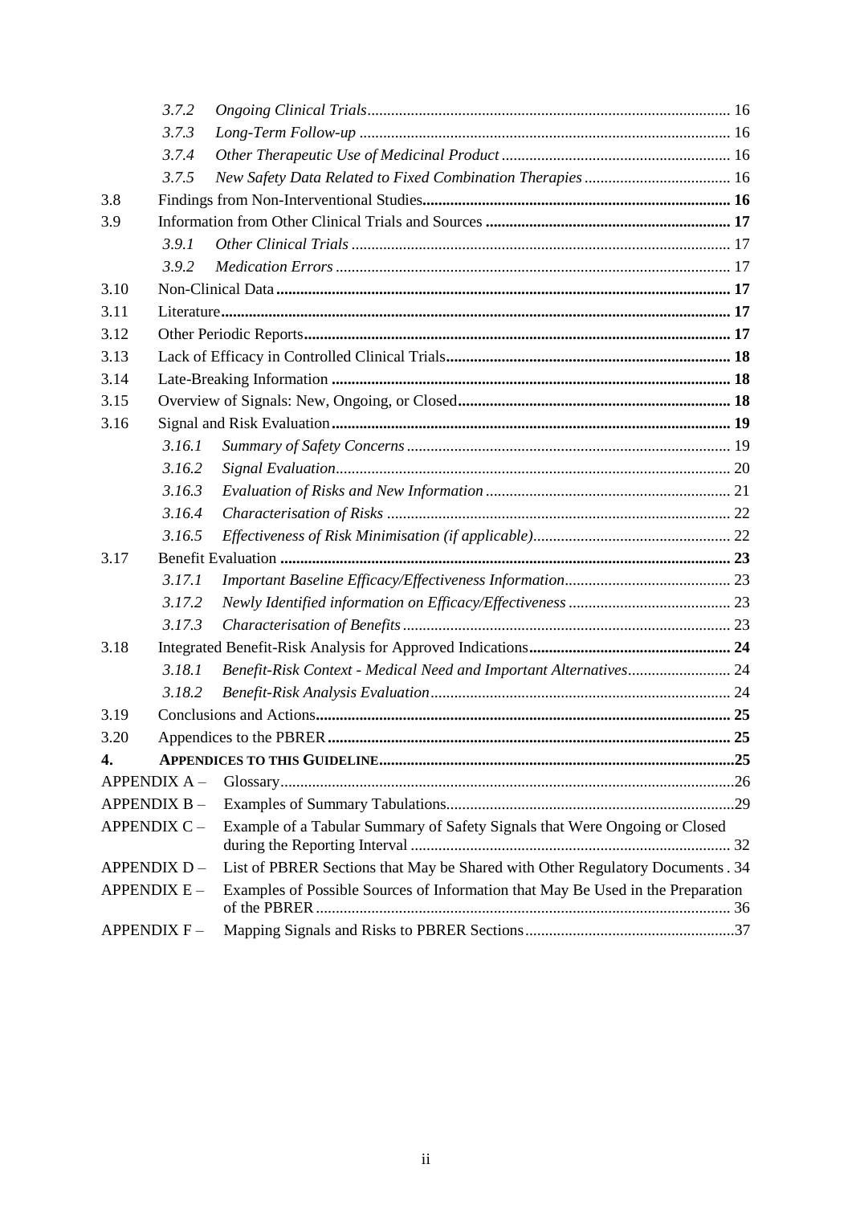- 3.7.2 *Ongoing Clinical Trials* ........ 16
- 3.7.3 *Long-Term Follow-up* ........ 16
- 3.7.4 *Other Therapeutic Use of Medicinal Product* ........ 16
- 3.7.5 *New Safety Data Related to Fixed Combination Therapies* ........ 16

3.8 Findings from Non-Interventional Studies ........ **16**

3.9 Information from Other Clinical Trials and Sources ........ **17**

- 3.9.1 *Other Clinical Trials* ........ 17
- 3.9.2 *Medication Errors* ........ 17

3.10 Non-Clinical Data ........ **17**

3.11 Literature ........ **17**

3.12 Other Periodic Reports ........ **17**

3.13 Lack of Efficacy in Controlled Clinical Trials ........ **18**

3.14 Late-Breaking Information ........ **18**

3.15 Overview of Signals: New, Ongoing, or Closed ........ **18**

3.16 Signal and Risk Evaluation ........ **19**

- 3.16.1 *Summary of Safety Concerns* ........ 19
- 3.16.2 *Signal Evaluation* ........ 20
- 3.16.3 *Evaluation of Risks and New Information* ........ 21
- 3.16.4 *Characterisation of Risks* ........ 22
- 3.16.5 *Effectiveness of Risk Minimisation (if applicable)* ........ 22

3.17 Benefit Evaluation ........ **23**

- 3.17.1 *Important Baseline Efficacy/Effectiveness Information* ........ 23
- 3.17.2 *Newly Identified information on Efficacy/Effectiveness* ........ 23
- 3.17.3 *Characterisation of Benefits* ........ 23

3.18 Integrated Benefit-Risk Analysis for Approved Indications ........ **24**

- 3.18.1 *Benefit-Risk Context - Medical Need and Important Alternatives* ........ 24
- 3.18.2 *Benefit-Risk Analysis Evaluation* ........ 24

3.19 Conclusions and Actions ........ **25**

3.20 Appendices to the PBRER ........ **25**

**4. APPENDICES TO THIS GUIDELINE** ........ **25**

APPENDIX A – Glossary ........ 26

APPENDIX B – Examples of Summary Tabulations ........ 29

APPENDIX C – Example of a Tabular Summary of Safety Signals that Were Ongoing or Closed during the Reporting Interval ........ 32

APPENDIX D – List of PBRER Sections that May be Shared with Other Regulatory Documents . 34

APPENDIX E – Examples of Possible Sources of Information that May Be Used in the Preparation of the PBRER ........ 36

APPENDIX F – Mapping Signals and Risks to PBRER Sections ........ 37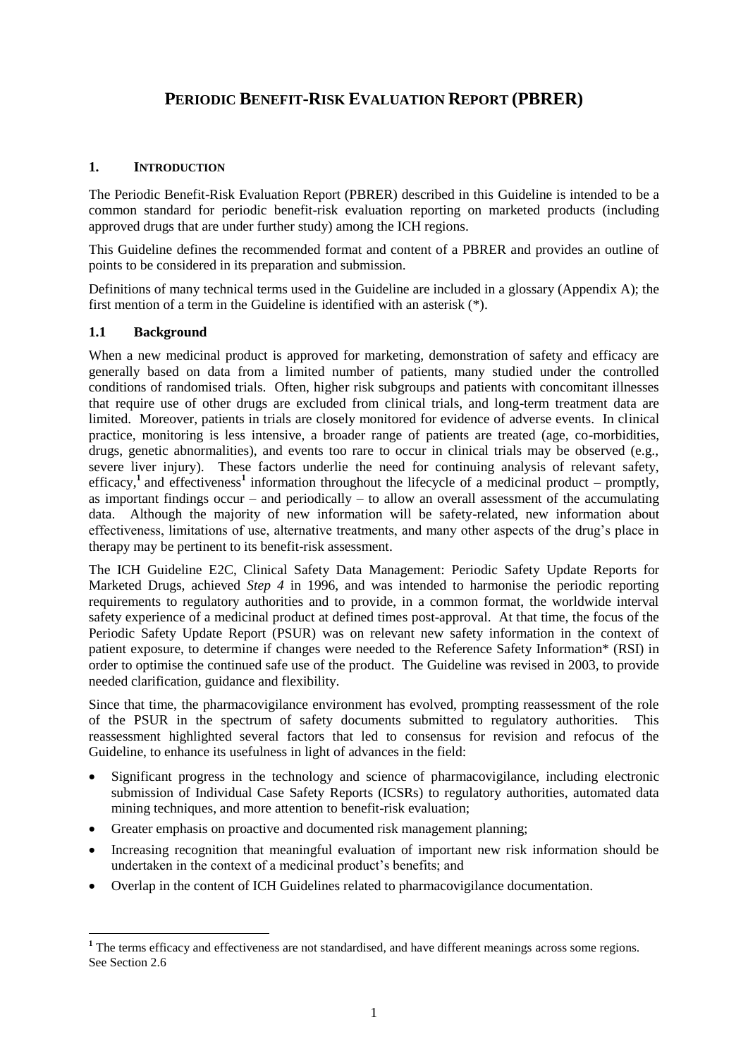# PERIODIC BENEFIT-RISK EVALUATION REPORT (PBRER)

## 1. INTRODUCTION

The Periodic Benefit-Risk Evaluation Report (PBRER) described in this Guideline is intended to be a common standard for periodic benefit-risk evaluation reporting on marketed products (including approved drugs that are under further study) among the ICH regions.

This Guideline defines the recommended format and content of a PBRER and provides an outline of points to be considered in its preparation and submission.

Definitions of many technical terms used in the Guideline are included in a glossary (Appendix A); the first mention of a term in the Guideline is identified with an asterisk (*).

### 1.1 Background

When a new medicinal product is approved for marketing, demonstration of safety and efficacy are generally based on data from a limited number of patients, many studied under the controlled conditions of randomised trials. Often, higher risk subgroups and patients with concomitant illnesses that require use of other drugs are excluded from clinical trials, and long-term treatment data are limited. Moreover, patients in trials are closely monitored for evidence of adverse events. In clinical practice, monitoring is less intensive, a broader range of patients are treated (age, co-morbidities, drugs, genetic abnormalities), and events too rare to occur in clinical trials may be observed (e.g., severe liver injury). These factors underlie the need for continuing analysis of relevant safety, efficacy,[1] and effectiveness[1] information throughout the lifecycle of a medicinal product – promptly, as important findings occur – and periodically – to allow an overall assessment of the accumulating data. Although the majority of new information will be safety-related, new information about effectiveness, limitations of use, alternative treatments, and many other aspects of the drug's place in therapy may be pertinent to its benefit-risk assessment.

The ICH Guideline E2C, Clinical Safety Data Management: Periodic Safety Update Reports for Marketed Drugs, achieved *Step 4* in 1996, and was intended to harmonise the periodic reporting requirements to regulatory authorities and to provide, in a common format, the worldwide interval safety experience of a medicinal product at defined times post-approval. At that time, the focus of the Periodic Safety Update Report (PSUR) was on relevant new safety information in the context of patient exposure, to determine if changes were needed to the Reference Safety Information* (RSI) in order to optimise the continued safe use of the product. The Guideline was revised in 2003, to provide needed clarification, guidance and flexibility.

Since that time, the pharmacovigilance environment has evolved, prompting reassessment of the role of the PSUR in the spectrum of safety documents submitted to regulatory authorities. This reassessment highlighted several factors that led to consensus for revision and refocus of the Guideline, to enhance its usefulness in light of advances in the field:

- Significant progress in the technology and science of pharmacovigilance, including electronic submission of Individual Case Safety Reports (ICSRs) to regulatory authorities, automated data mining techniques, and more attention to benefit-risk evaluation;
- Greater emphasis on proactive and documented risk management planning;
- Increasing recognition that meaningful evaluation of important new risk information should be undertaken in the context of a medicinal product's benefits; and
- Overlap in the content of ICH Guidelines related to pharmacovigilance documentation.

---

[1] The terms efficacy and effectiveness are not standardised, and have different meanings across some regions. See Section 2.6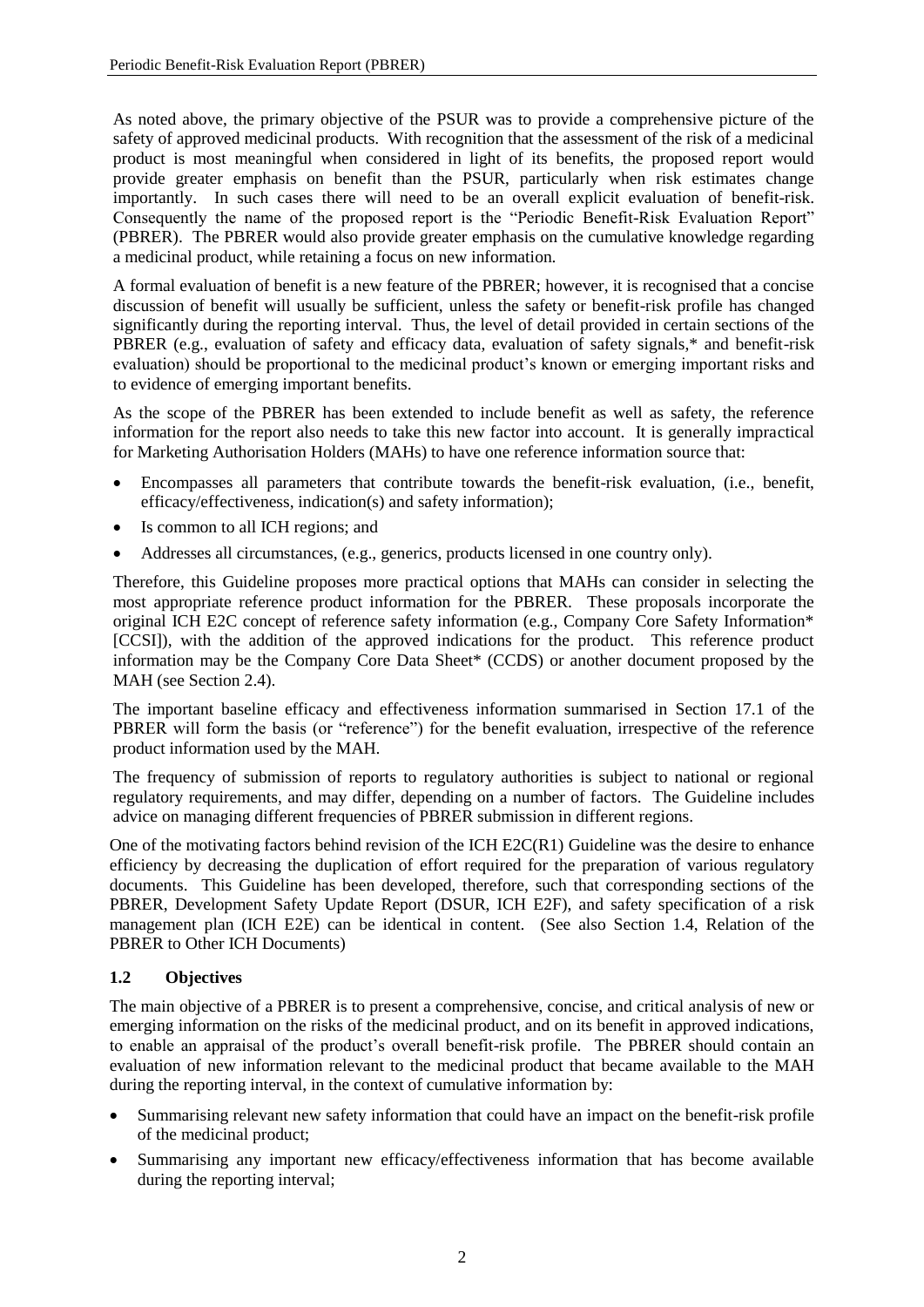As noted above, the primary objective of the PSUR was to provide a comprehensive picture of the safety of approved medicinal products. With recognition that the assessment of the risk of a medicinal product is most meaningful when considered in light of its benefits, the proposed report would provide greater emphasis on benefit than the PSUR, particularly when risk estimates change importantly. In such cases there will need to be an overall explicit evaluation of benefit-risk. Consequently the name of the proposed report is the "Periodic Benefit-Risk Evaluation Report" (PBRER). The PBRER would also provide greater emphasis on the cumulative knowledge regarding a medicinal product, while retaining a focus on new information.

A formal evaluation of benefit is a new feature of the PBRER; however, it is recognised that a concise discussion of benefit will usually be sufficient, unless the safety or benefit-risk profile has changed significantly during the reporting interval. Thus, the level of detail provided in certain sections of the PBRER (e.g., evaluation of safety and efficacy data, evaluation of safety signals,* and benefit-risk evaluation) should be proportional to the medicinal product's known or emerging important risks and to evidence of emerging important benefits.

As the scope of the PBRER has been extended to include benefit as well as safety, the reference information for the report also needs to take this new factor into account. It is generally impractical for Marketing Authorisation Holders (MAHs) to have one reference information source that:

- Encompasses all parameters that contribute towards the benefit-risk evaluation, (i.e., benefit, efficacy/effectiveness, indication(s) and safety information);
- Is common to all ICH regions; and
- Addresses all circumstances, (e.g., generics, products licensed in one country only).

Therefore, this Guideline proposes more practical options that MAHs can consider in selecting the most appropriate reference product information for the PBRER. These proposals incorporate the original ICH E2C concept of reference safety information (e.g., Company Core Safety Information* [CCSI]), with the addition of the approved indications for the product. This reference product information may be the Company Core Data Sheet* (CCDS) or another document proposed by the MAH (see Section 2.4).

The important baseline efficacy and effectiveness information summarised in Section 17.1 of the PBRER will form the basis (or "reference") for the benefit evaluation, irrespective of the reference product information used by the MAH.

The frequency of submission of reports to regulatory authorities is subject to national or regional regulatory requirements, and may differ, depending on a number of factors. The Guideline includes advice on managing different frequencies of PBRER submission in different regions.

One of the motivating factors behind revision of the ICH E2C(R1) Guideline was the desire to enhance efficiency by decreasing the duplication of effort required for the preparation of various regulatory documents. This Guideline has been developed, therefore, such that corresponding sections of the PBRER, Development Safety Update Report (DSUR, ICH E2F), and safety specification of a risk management plan (ICH E2E) can be identical in content. (See also Section 1.4, Relation of the PBRER to Other ICH Documents)

### 1.2 Objectives

The main objective of a PBRER is to present a comprehensive, concise, and critical analysis of new or emerging information on the risks of the medicinal product, and on its benefit in approved indications, to enable an appraisal of the product's overall benefit-risk profile. The PBRER should contain an evaluation of new information relevant to the medicinal product that became available to the MAH during the reporting interval, in the context of cumulative information by:

- Summarising relevant new safety information that could have an impact on the benefit-risk profile of the medicinal product;
- Summarising any important new efficacy/effectiveness information that has become available during the reporting interval;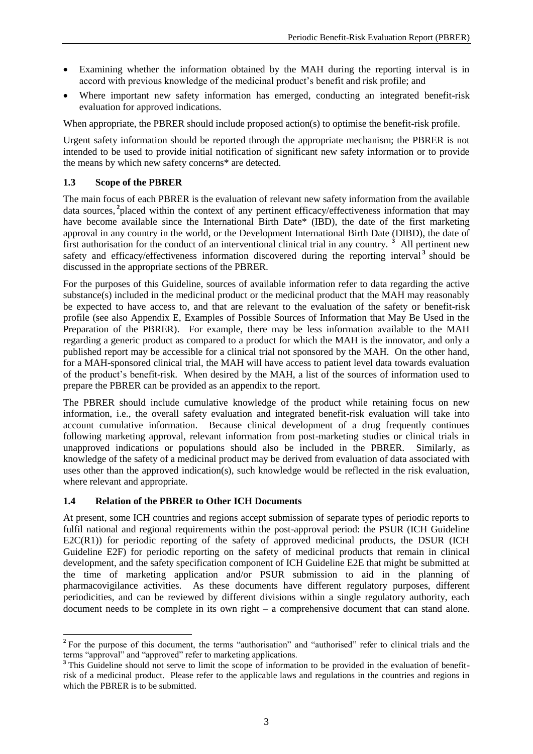- Examining whether the information obtained by the MAH during the reporting interval is in accord with previous knowledge of the medicinal product's benefit and risk profile; and
- Where important new safety information has emerged, conducting an integrated benefit-risk evaluation for approved indications.

When appropriate, the PBRER should include proposed action(s) to optimise the benefit-risk profile.

Urgent safety information should be reported through the appropriate mechanism; the PBRER is not intended to be used to provide initial notification of significant new safety information or to provide the means by which new safety concerns* are detected.

### 1.3 Scope of the PBRER

The main focus of each PBRER is the evaluation of relevant new safety information from the available data sources,[2] placed within the context of any pertinent efficacy/effectiveness information that may have become available since the International Birth Date* (IBD), the date of the first marketing approval in any country in the world, or the Development International Birth Date (DIBD), the date of first authorisation for the conduct of an interventional clinical trial in any country.[3] All pertinent new safety and efficacy/effectiveness information discovered during the reporting interval[3] should be discussed in the appropriate sections of the PBRER.

For the purposes of this Guideline, sources of available information refer to data regarding the active substance(s) included in the medicinal product or the medicinal product that the MAH may reasonably be expected to have access to, and that are relevant to the evaluation of the safety or benefit-risk profile (see also Appendix E, Examples of Possible Sources of Information that May Be Used in the Preparation of the PBRER). For example, there may be less information available to the MAH regarding a generic product as compared to a product for which the MAH is the innovator, and only a published report may be accessible for a clinical trial not sponsored by the MAH. On the other hand, for a MAH-sponsored clinical trial, the MAH will have access to patient level data towards evaluation of the product's benefit-risk. When desired by the MAH, a list of the sources of information used to prepare the PBRER can be provided as an appendix to the report.

The PBRER should include cumulative knowledge of the product while retaining focus on new information, i.e., the overall safety evaluation and integrated benefit-risk evaluation will take into account cumulative information. Because clinical development of a drug frequently continues following marketing approval, relevant information from post-marketing studies or clinical trials in unapproved indications or populations should also be included in the PBRER. Similarly, as knowledge of the safety of a medicinal product may be derived from evaluation of data associated with uses other than the approved indication(s), such knowledge would be reflected in the risk evaluation, where relevant and appropriate.

### 1.4 Relation of the PBRER to Other ICH Documents

At present, some ICH countries and regions accept submission of separate types of periodic reports to fulfil national and regional requirements within the post-approval period: the PSUR (ICH Guideline E2C(R1)) for periodic reporting of the safety of approved medicinal products, the DSUR (ICH Guideline E2F) for periodic reporting on the safety of medicinal products that remain in clinical development, and the safety specification component of ICH Guideline E2E that might be submitted at the time of marketing application and/or PSUR submission to aid in the planning of pharmacovigilance activities. As these documents have different regulatory purposes, different periodicities, and can be reviewed by different divisions within a single regulatory authority, each document needs to be complete in its own right – a comprehensive document that can stand alone.

---

[2] For the purpose of this document, the terms "authorisation" and "authorised" refer to clinical trials and the terms "approval" and "approved" refer to marketing applications.

[3] This Guideline should not serve to limit the scope of information to be provided in the evaluation of benefit-risk of a medicinal product. Please refer to the applicable laws and regulations in the countries and regions in which the PBRER is to be submitted.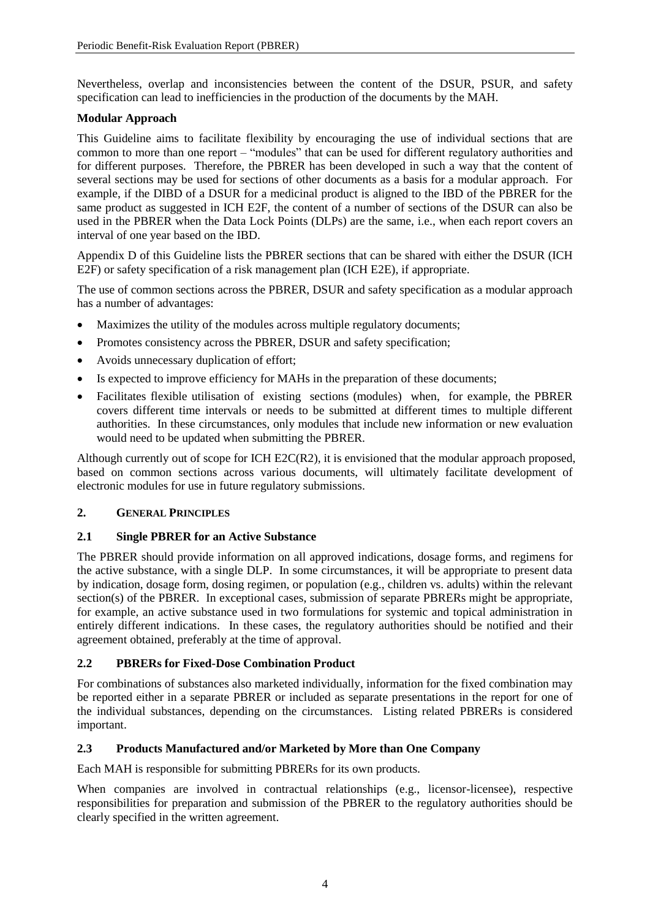Nevertheless, overlap and inconsistencies between the content of the DSUR, PSUR, and safety specification can lead to inefficiencies in the production of the documents by the MAH.

**Modular Approach**

This Guideline aims to facilitate flexibility by encouraging the use of individual sections that are common to more than one report – "modules" that can be used for different regulatory authorities and for different purposes. Therefore, the PBRER has been developed in such a way that the content of several sections may be used for sections of other documents as a basis for a modular approach. For example, if the DIBD of a DSUR for a medicinal product is aligned to the IBD of the PBRER for the same product as suggested in ICH E2F, the content of a number of sections of the DSUR can also be used in the PBRER when the Data Lock Points (DLPs) are the same, i.e., when each report covers an interval of one year based on the IBD.

Appendix D of this Guideline lists the PBRER sections that can be shared with either the DSUR (ICH E2F) or safety specification of a risk management plan (ICH E2E), if appropriate.

The use of common sections across the PBRER, DSUR and safety specification as a modular approach has a number of advantages:

- Maximizes the utility of the modules across multiple regulatory documents;
- Promotes consistency across the PBRER, DSUR and safety specification;
- Avoids unnecessary duplication of effort;
- Is expected to improve efficiency for MAHs in the preparation of these documents;
- Facilitates flexible utilisation of existing sections (modules) when, for example, the PBRER covers different time intervals or needs to be submitted at different times to multiple different authorities. In these circumstances, only modules that include new information or new evaluation would need to be updated when submitting the PBRER.

Although currently out of scope for ICH E2C(R2), it is envisioned that the modular approach proposed, based on common sections across various documents, will ultimately facilitate development of electronic modules for use in future regulatory submissions.

## 2. GENERAL PRINCIPLES

### 2.1 Single PBRER for an Active Substance

The PBRER should provide information on all approved indications, dosage forms, and regimens for the active substance, with a single DLP. In some circumstances, it will be appropriate to present data by indication, dosage form, dosing regimen, or population (e.g., children vs. adults) within the relevant section(s) of the PBRER. In exceptional cases, submission of separate PBRERs might be appropriate, for example, an active substance used in two formulations for systemic and topical administration in entirely different indications. In these cases, the regulatory authorities should be notified and their agreement obtained, preferably at the time of approval.

### 2.2 PBRERs for Fixed-Dose Combination Product

For combinations of substances also marketed individually, information for the fixed combination may be reported either in a separate PBRER or included as separate presentations in the report for one of the individual substances, depending on the circumstances. Listing related PBRERs is considered important.

### 2.3 Products Manufactured and/or Marketed by More than One Company

Each MAH is responsible for submitting PBRERs for its own products.

When companies are involved in contractual relationships (e.g., licensor-licensee), respective responsibilities for preparation and submission of the PBRER to the regulatory authorities should be clearly specified in the written agreement.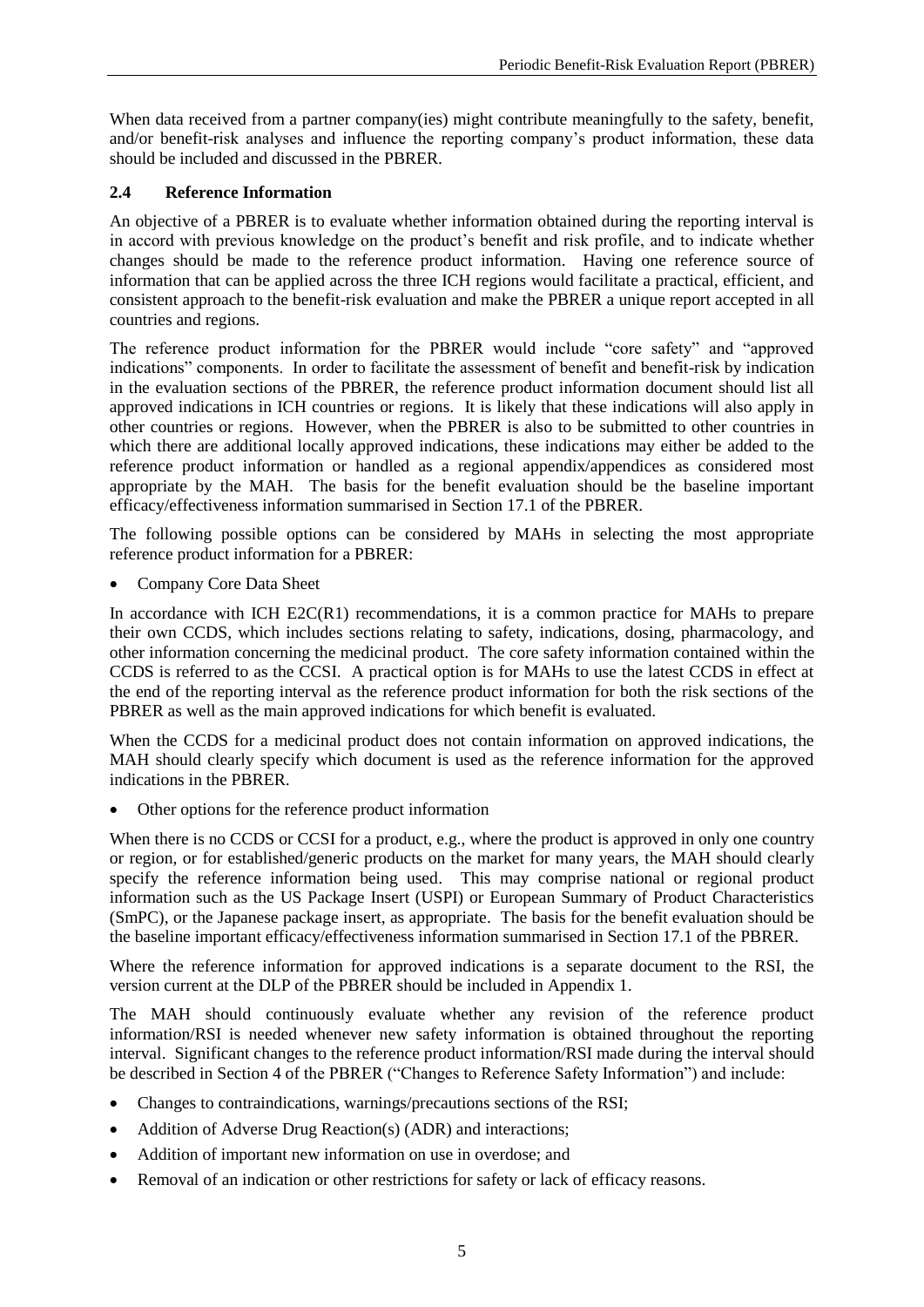When data received from a partner company(ies) might contribute meaningfully to the safety, benefit, and/or benefit-risk analyses and influence the reporting company's product information, these data should be included and discussed in the PBRER.

### 2.4 Reference Information

An objective of a PBRER is to evaluate whether information obtained during the reporting interval is in accord with previous knowledge on the product's benefit and risk profile, and to indicate whether changes should be made to the reference product information. Having one reference source of information that can be applied across the three ICH regions would facilitate a practical, efficient, and consistent approach to the benefit-risk evaluation and make the PBRER a unique report accepted in all countries and regions.

The reference product information for the PBRER would include "core safety" and "approved indications" components. In order to facilitate the assessment of benefit and benefit-risk by indication in the evaluation sections of the PBRER, the reference product information document should list all approved indications in ICH countries or regions. It is likely that these indications will also apply in other countries or regions. However, when the PBRER is also to be submitted to other countries in which there are additional locally approved indications, these indications may either be added to the reference product information or handled as a regional appendix/appendices as considered most appropriate by the MAH. The basis for the benefit evaluation should be the baseline important efficacy/effectiveness information summarised in Section 17.1 of the PBRER.

The following possible options can be considered by MAHs in selecting the most appropriate reference product information for a PBRER:

- Company Core Data Sheet

In accordance with ICH E2C(R1) recommendations, it is a common practice for MAHs to prepare their own CCDS, which includes sections relating to safety, indications, dosing, pharmacology, and other information concerning the medicinal product. The core safety information contained within the CCDS is referred to as the CCSI. A practical option is for MAHs to use the latest CCDS in effect at the end of the reporting interval as the reference product information for both the risk sections of the PBRER as well as the main approved indications for which benefit is evaluated.

When the CCDS for a medicinal product does not contain information on approved indications, the MAH should clearly specify which document is used as the reference information for the approved indications in the PBRER.

- Other options for the reference product information

When there is no CCDS or CCSI for a product, e.g., where the product is approved in only one country or region, or for established/generic products on the market for many years, the MAH should clearly specify the reference information being used. This may comprise national or regional product information such as the US Package Insert (USPI) or European Summary of Product Characteristics (SmPC), or the Japanese package insert, as appropriate. The basis for the benefit evaluation should be the baseline important efficacy/effectiveness information summarised in Section 17.1 of the PBRER.

Where the reference information for approved indications is a separate document to the RSI, the version current at the DLP of the PBRER should be included in Appendix 1.

The MAH should continuously evaluate whether any revision of the reference product information/RSI is needed whenever new safety information is obtained throughout the reporting interval. Significant changes to the reference product information/RSI made during the interval should be described in Section 4 of the PBRER ("Changes to Reference Safety Information") and include:

- Changes to contraindications, warnings/precautions sections of the RSI;
- Addition of Adverse Drug Reaction(s) (ADR) and interactions;
- Addition of important new information on use in overdose; and
- Removal of an indication or other restrictions for safety or lack of efficacy reasons.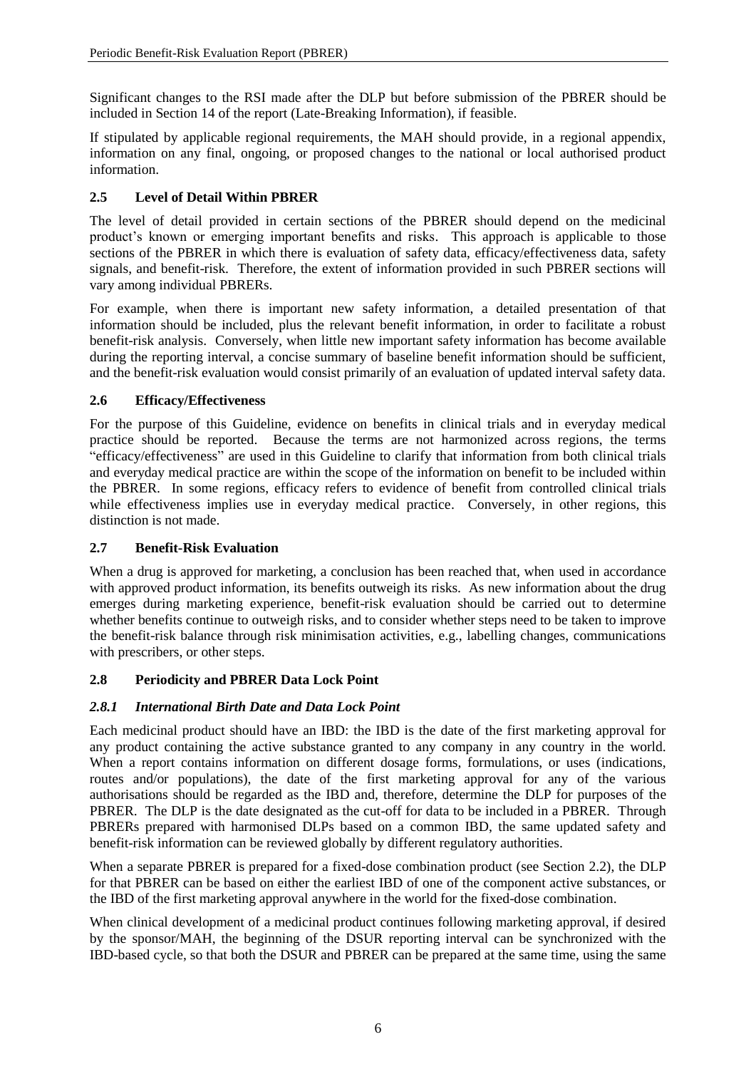Significant changes to the RSI made after the DLP but before submission of the PBRER should be included in Section 14 of the report (Late-Breaking Information), if feasible.

If stipulated by applicable regional requirements, the MAH should provide, in a regional appendix, information on any final, ongoing, or proposed changes to the national or local authorised product information.

### 2.5 Level of Detail Within PBRER

The level of detail provided in certain sections of the PBRER should depend on the medicinal product's known or emerging important benefits and risks. This approach is applicable to those sections of the PBRER in which there is evaluation of safety data, efficacy/effectiveness data, safety signals, and benefit-risk. Therefore, the extent of information provided in such PBRER sections will vary among individual PBRERs.

For example, when there is important new safety information, a detailed presentation of that information should be included, plus the relevant benefit information, in order to facilitate a robust benefit-risk analysis. Conversely, when little new important safety information has become available during the reporting interval, a concise summary of baseline benefit information should be sufficient, and the benefit-risk evaluation would consist primarily of an evaluation of updated interval safety data.

### 2.6 Efficacy/Effectiveness

For the purpose of this Guideline, evidence on benefits in clinical trials and in everyday medical practice should be reported. Because the terms are not harmonized across regions, the terms "efficacy/effectiveness" are used in this Guideline to clarify that information from both clinical trials and everyday medical practice are within the scope of the information on benefit to be included within the PBRER. In some regions, efficacy refers to evidence of benefit from controlled clinical trials while effectiveness implies use in everyday medical practice. Conversely, in other regions, this distinction is not made.

### 2.7 Benefit-Risk Evaluation

When a drug is approved for marketing, a conclusion has been reached that, when used in accordance with approved product information, its benefits outweigh its risks. As new information about the drug emerges during marketing experience, benefit-risk evaluation should be carried out to determine whether benefits continue to outweigh risks, and to consider whether steps need to be taken to improve the benefit-risk balance through risk minimisation activities, e.g., labelling changes, communications with prescribers, or other steps.

### 2.8 Periodicity and PBRER Data Lock Point

#### *2.8.1 International Birth Date and Data Lock Point*

Each medicinal product should have an IBD: the IBD is the date of the first marketing approval for any product containing the active substance granted to any company in any country in the world. When a report contains information on different dosage forms, formulations, or uses (indications, routes and/or populations), the date of the first marketing approval for any of the various authorisations should be regarded as the IBD and, therefore, determine the DLP for purposes of the PBRER. The DLP is the date designated as the cut-off for data to be included in a PBRER. Through PBRERs prepared with harmonised DLPs based on a common IBD, the same updated safety and benefit-risk information can be reviewed globally by different regulatory authorities.

When a separate PBRER is prepared for a fixed-dose combination product (see Section 2.2), the DLP for that PBRER can be based on either the earliest IBD of one of the component active substances, or the IBD of the first marketing approval anywhere in the world for the fixed-dose combination.

When clinical development of a medicinal product continues following marketing approval, if desired by the sponsor/MAH, the beginning of the DSUR reporting interval can be synchronized with the IBD-based cycle, so that both the DSUR and PBRER can be prepared at the same time, using the same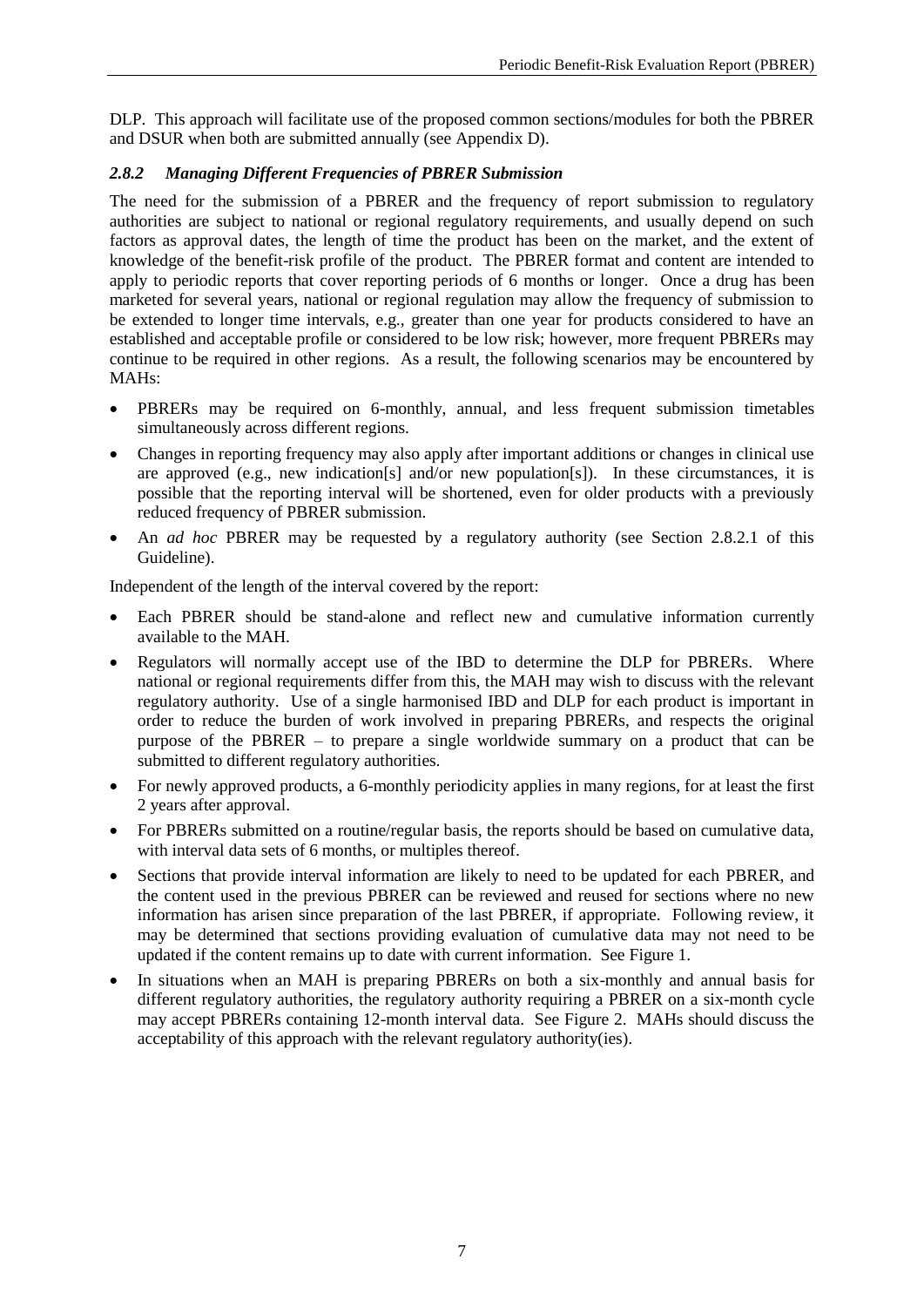DLP. This approach will facilitate use of the proposed common sections/modules for both the PBRER and DSUR when both are submitted annually (see Appendix D).

### *2.8.2 Managing Different Frequencies of PBRER Submission*

The need for the submission of a PBRER and the frequency of report submission to regulatory authorities are subject to national or regional regulatory requirements, and usually depend on such factors as approval dates, the length of time the product has been on the market, and the extent of knowledge of the benefit-risk profile of the product. The PBRER format and content are intended to apply to periodic reports that cover reporting periods of 6 months or longer. Once a drug has been marketed for several years, national or regional regulation may allow the frequency of submission to be extended to longer time intervals, e.g., greater than one year for products considered to have an established and acceptable profile or considered to be low risk; however, more frequent PBRERs may continue to be required in other regions. As a result, the following scenarios may be encountered by MAHs:

- PBRERs may be required on 6-monthly, annual, and less frequent submission timetables simultaneously across different regions.
- Changes in reporting frequency may also apply after important additions or changes in clinical use are approved (e.g., new indication[s] and/or new population[s]). In these circumstances, it is possible that the reporting interval will be shortened, even for older products with a previously reduced frequency of PBRER submission.
- An *ad hoc* PBRER may be requested by a regulatory authority (see Section 2.8.2.1 of this Guideline).

Independent of the length of the interval covered by the report:

- Each PBRER should be stand-alone and reflect new and cumulative information currently available to the MAH.
- Regulators will normally accept use of the IBD to determine the DLP for PBRERs. Where national or regional requirements differ from this, the MAH may wish to discuss with the relevant regulatory authority. Use of a single harmonised IBD and DLP for each product is important in order to reduce the burden of work involved in preparing PBRERs, and respects the original purpose of the PBRER – to prepare a single worldwide summary on a product that can be submitted to different regulatory authorities.
- For newly approved products, a 6-monthly periodicity applies in many regions, for at least the first 2 years after approval.
- For PBRERs submitted on a routine/regular basis, the reports should be based on cumulative data, with interval data sets of 6 months, or multiples thereof.
- Sections that provide interval information are likely to need to be updated for each PBRER, and the content used in the previous PBRER can be reviewed and reused for sections where no new information has arisen since preparation of the last PBRER, if appropriate. Following review, it may be determined that sections providing evaluation of cumulative data may not need to be updated if the content remains up to date with current information. See Figure 1.
- In situations when an MAH is preparing PBRERs on both a six-monthly and annual basis for different regulatory authorities, the regulatory authority requiring a PBRER on a six-month cycle may accept PBRERs containing 12-month interval data. See Figure 2. MAHs should discuss the acceptability of this approach with the relevant regulatory authority(ies).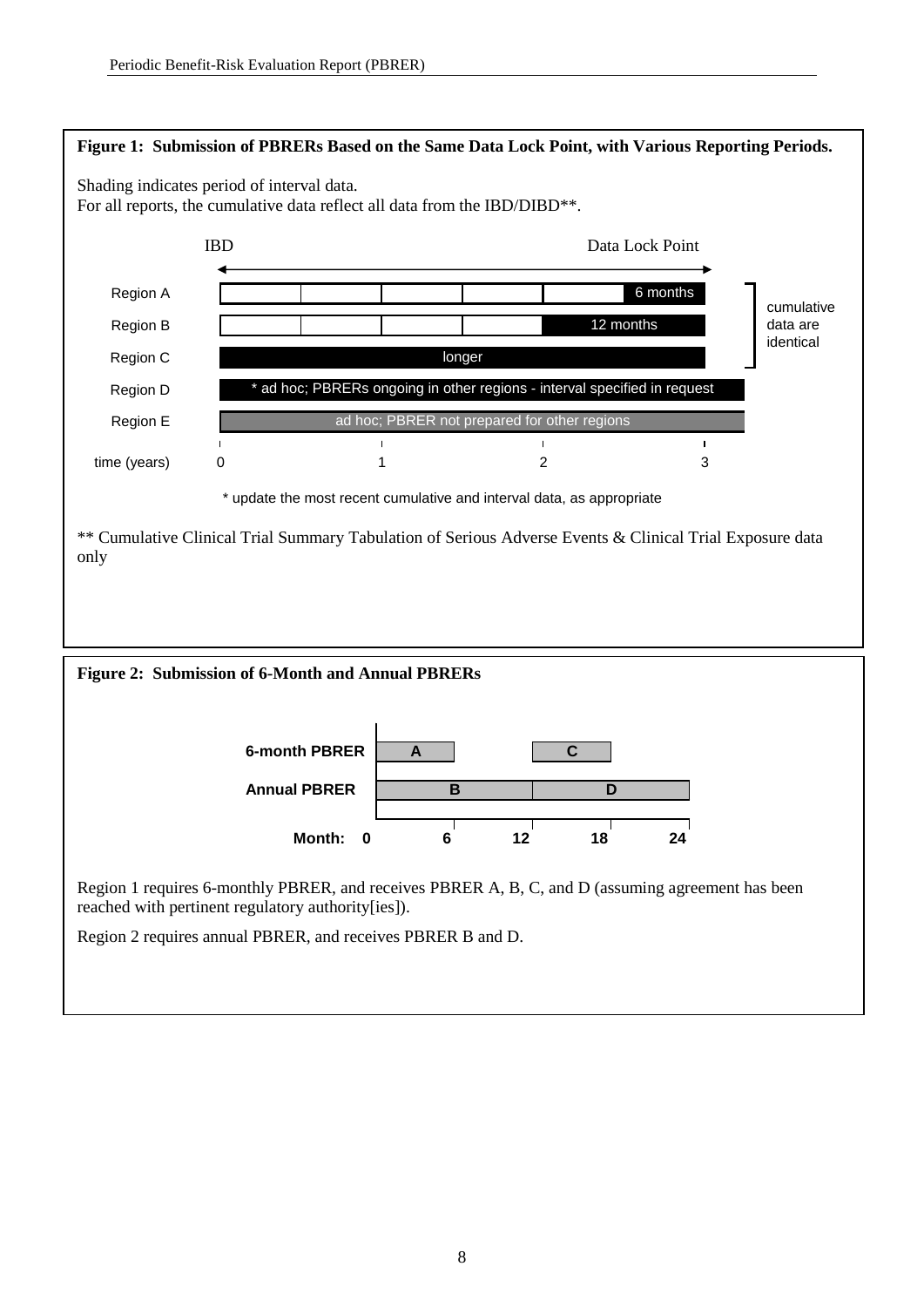**Figure 1: Submission of PBRERs Based on the Same Data Lock Point, with Various Reporting Periods.**

Shading indicates period of interval data.
For all reports, the cumulative data reflect all data from the IBD/DIBD**.

IBD — Data Lock Point

Region A — 6 months

Region B — 12 months

Region C — longer

Region D — * ad hoc; PBRERs ongoing in other regions - interval specified in request

Region E — ad hoc; PBRER not prepared for other regions

cumulative data are identical

time (years) 0 1 2 3

\* update the most recent cumulative and interval data, as appropriate

** Cumulative Clinical Trial Summary Tabulation of Serious Adverse Events & Clinical Trial Exposure data only

**Figure 2: Submission of 6-Month and Annual PBRERs**

**6-month PBRER**: A, C

**Annual PBRER**: B, D

**Month: 0 6 12 18 24**

Region 1 requires 6-monthly PBRER, and receives PBRER A, B, C, and D (assuming agreement has been reached with pertinent regulatory authority[ies]).

Region 2 requires annual PBRER, and receives PBRER B and D.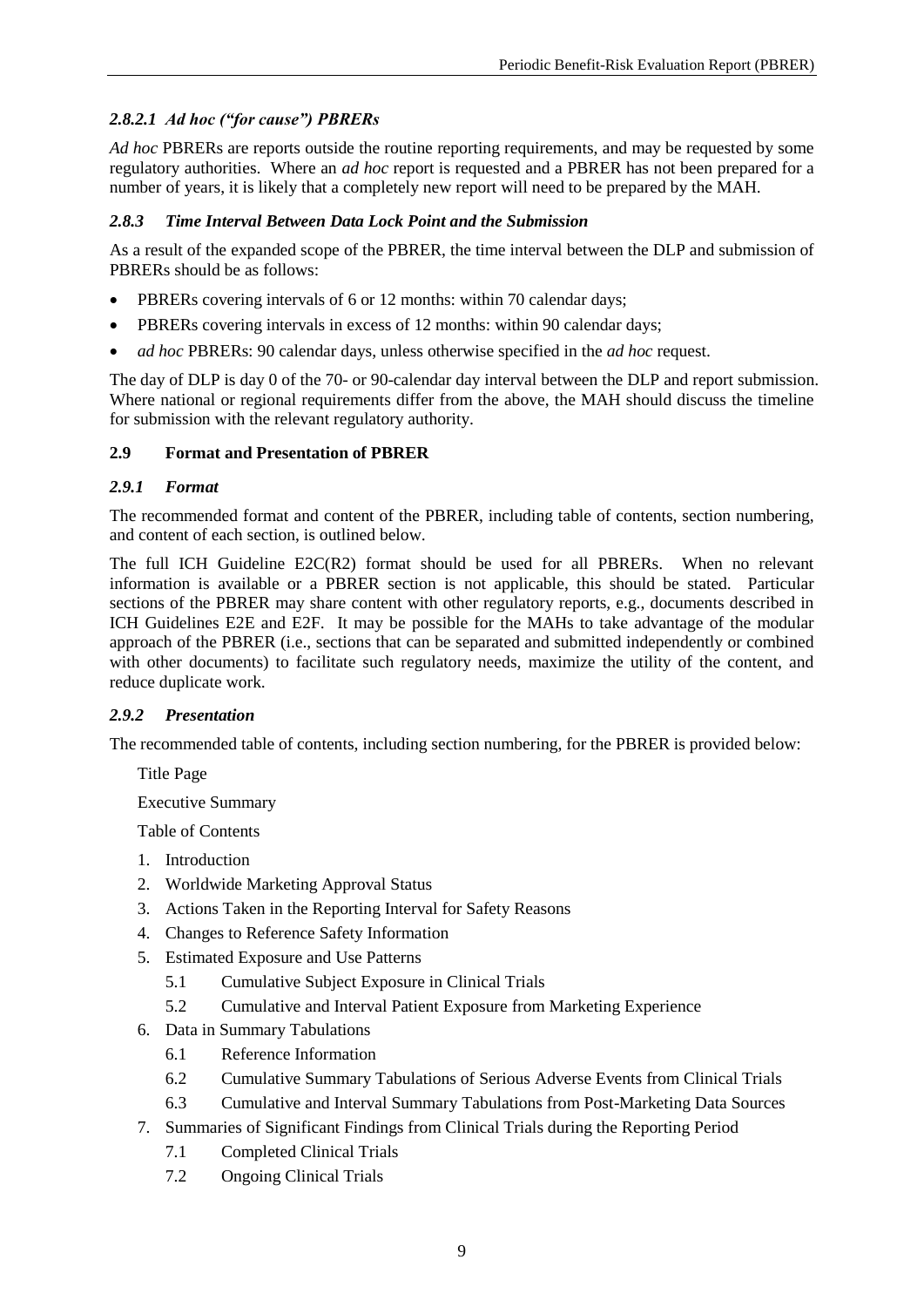#### *2.8.2.1 Ad hoc ("for cause") PBRERs*

*Ad hoc* PBRERs are reports outside the routine reporting requirements, and may be requested by some regulatory authorities. Where an *ad hoc* report is requested and a PBRER has not been prepared for a number of years, it is likely that a completely new report will need to be prepared by the MAH.

### *2.8.3 Time Interval Between Data Lock Point and the Submission*

As a result of the expanded scope of the PBRER, the time interval between the DLP and submission of PBRERs should be as follows:

- PBRERs covering intervals of 6 or 12 months: within 70 calendar days;
- PBRERs covering intervals in excess of 12 months: within 90 calendar days;
- *ad hoc* PBRERs: 90 calendar days, unless otherwise specified in the *ad hoc* request.

The day of DLP is day 0 of the 70- or 90-calendar day interval between the DLP and report submission. Where national or regional requirements differ from the above, the MAH should discuss the timeline for submission with the relevant regulatory authority.

## **2.9 Format and Presentation of PBRER**

### *2.9.1 Format*

The recommended format and content of the PBRER, including table of contents, section numbering, and content of each section, is outlined below.

The full ICH Guideline E2C(R2) format should be used for all PBRERs. When no relevant information is available or a PBRER section is not applicable, this should be stated. Particular sections of the PBRER may share content with other regulatory reports, e.g., documents described in ICH Guidelines E2E and E2F. It may be possible for the MAHs to take advantage of the modular approach of the PBRER (i.e., sections that can be separated and submitted independently or combined with other documents) to facilitate such regulatory needs, maximize the utility of the content, and reduce duplicate work.

### *2.9.2 Presentation*

The recommended table of contents, including section numbering, for the PBRER is provided below:

Title Page

Executive Summary

Table of Contents

1. Introduction
2. Worldwide Marketing Approval Status
3. Actions Taken in the Reporting Interval for Safety Reasons
4. Changes to Reference Safety Information
5. Estimated Exposure and Use Patterns
   - 5.1 Cumulative Subject Exposure in Clinical Trials
   - 5.2 Cumulative and Interval Patient Exposure from Marketing Experience
6. Data in Summary Tabulations
   - 6.1 Reference Information
   - 6.2 Cumulative Summary Tabulations of Serious Adverse Events from Clinical Trials
   - 6.3 Cumulative and Interval Summary Tabulations from Post-Marketing Data Sources
7. Summaries of Significant Findings from Clinical Trials during the Reporting Period
   - 7.1 Completed Clinical Trials
   - 7.2 Ongoing Clinical Trials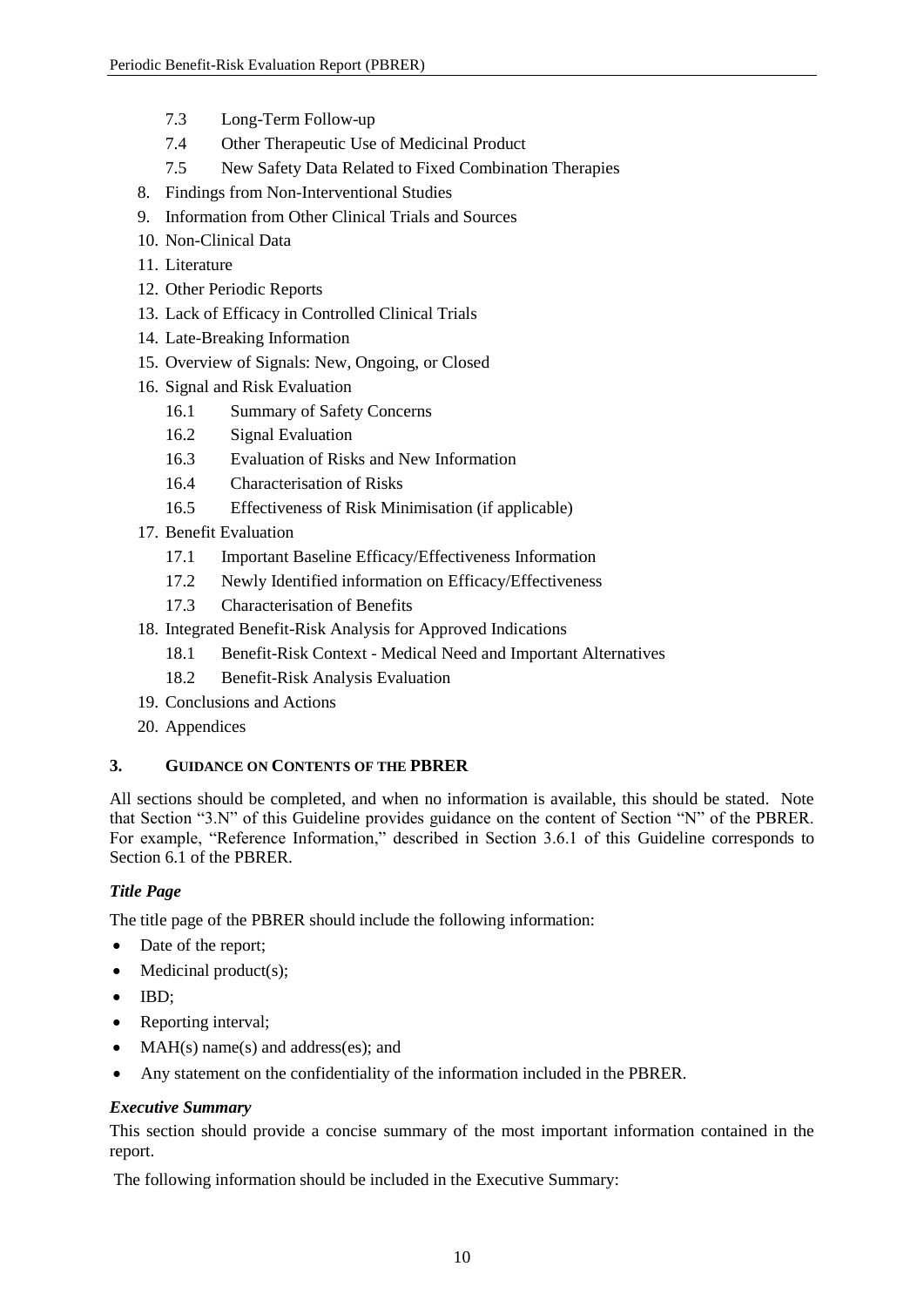- 7.3 Long-Term Follow-up
   - 7.4 Other Therapeutic Use of Medicinal Product
   - 7.5 New Safety Data Related to Fixed Combination Therapies
8. Findings from Non-Interventional Studies
9. Information from Other Clinical Trials and Sources
10. Non-Clinical Data
11. Literature
12. Other Periodic Reports
13. Lack of Efficacy in Controlled Clinical Trials
14. Late-Breaking Information
15. Overview of Signals: New, Ongoing, or Closed
16. Signal and Risk Evaluation
   - 16.1 Summary of Safety Concerns
   - 16.2 Signal Evaluation
   - 16.3 Evaluation of Risks and New Information
   - 16.4 Characterisation of Risks
   - 16.5 Effectiveness of Risk Minimisation (if applicable)
17. Benefit Evaluation
   - 17.1 Important Baseline Efficacy/Effectiveness Information
   - 17.2 Newly Identified information on Efficacy/Effectiveness
   - 17.3 Characterisation of Benefits
18. Integrated Benefit-Risk Analysis for Approved Indications
   - 18.1 Benefit-Risk Context - Medical Need and Important Alternatives
   - 18.2 Benefit-Risk Analysis Evaluation
19. Conclusions and Actions
20. Appendices

## 3. GUIDANCE ON CONTENTS OF THE PBRER

All sections should be completed, and when no information is available, this should be stated. Note that Section "3.N" of this Guideline provides guidance on the content of Section "N" of the PBRER. For example, "Reference Information," described in Section 3.6.1 of this Guideline corresponds to Section 6.1 of the PBRER.

### *Title Page*

The title page of the PBRER should include the following information:

- Date of the report;
- Medicinal product(s);
- IBD;
- Reporting interval;
- MAH(s) name(s) and address(es); and
- Any statement on the confidentiality of the information included in the PBRER.

### *Executive Summary*

This section should provide a concise summary of the most important information contained in the report.

The following information should be included in the Executive Summary: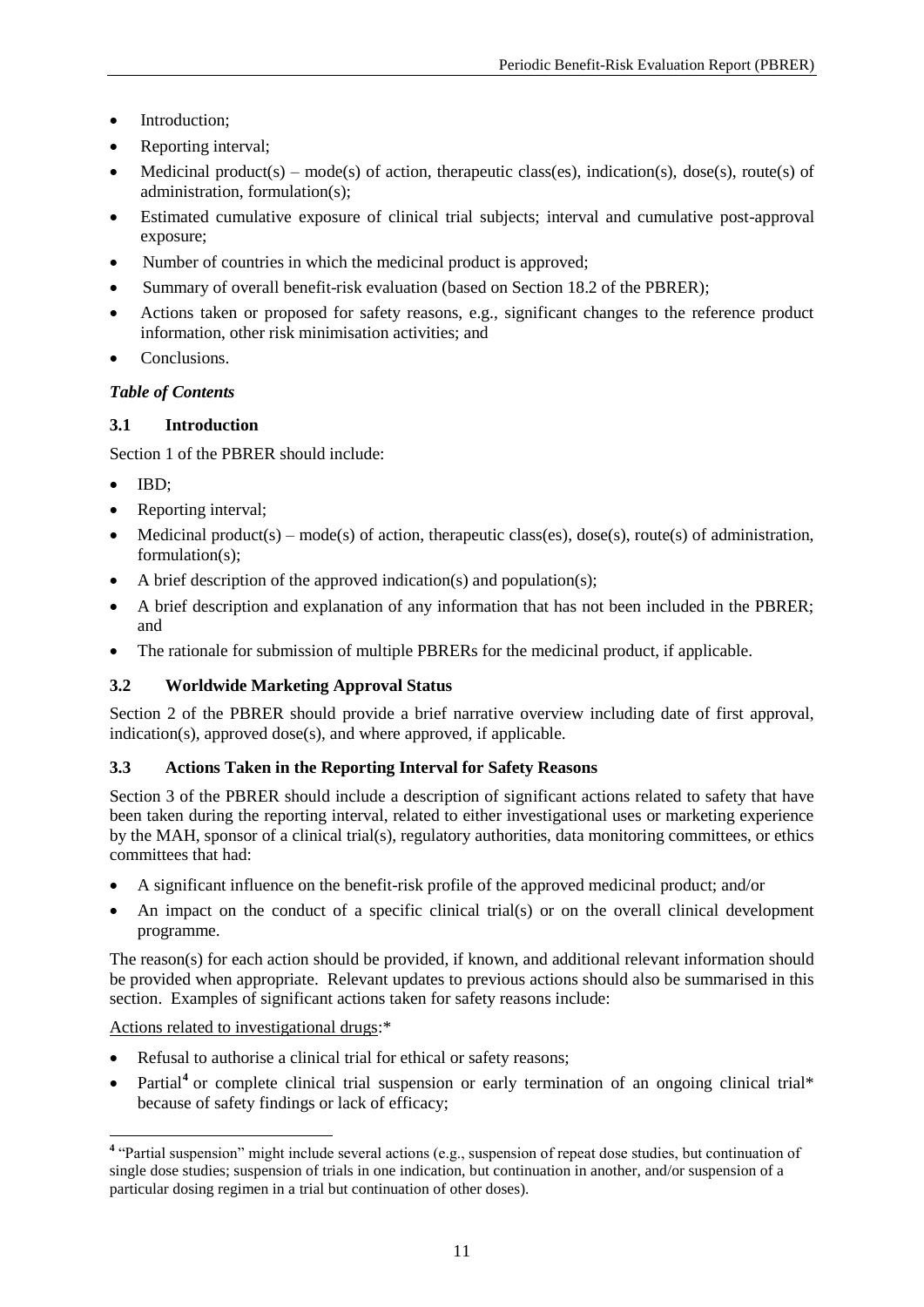- Introduction;
- Reporting interval;
- Medicinal product(s) – mode(s) of action, therapeutic class(es), indication(s), dose(s), route(s) of administration, formulation(s);
- Estimated cumulative exposure of clinical trial subjects; interval and cumulative post-approval exposure;
- Number of countries in which the medicinal product is approved;
- Summary of overall benefit-risk evaluation (based on Section 18.2 of the PBRER);
- Actions taken or proposed for safety reasons, e.g., significant changes to the reference product information, other risk minimisation activities; and
- Conclusions.

***Table of Contents***

### 3.1 Introduction

Section 1 of the PBRER should include:

- IBD;
- Reporting interval;
- Medicinal product(s) – mode(s) of action, therapeutic class(es), dose(s), route(s) of administration, formulation(s);
- A brief description of the approved indication(s) and population(s);
- A brief description and explanation of any information that has not been included in the PBRER; and
- The rationale for submission of multiple PBRERs for the medicinal product, if applicable.

### 3.2 Worldwide Marketing Approval Status

Section 2 of the PBRER should provide a brief narrative overview including date of first approval, indication(s), approved dose(s), and where approved, if applicable.

### 3.3 Actions Taken in the Reporting Interval for Safety Reasons

Section 3 of the PBRER should include a description of significant actions related to safety that have been taken during the reporting interval, related to either investigational uses or marketing experience by the MAH, sponsor of a clinical trial(s), regulatory authorities, data monitoring committees, or ethics committees that had:

- A significant influence on the benefit-risk profile of the approved medicinal product; and/or
- An impact on the conduct of a specific clinical trial(s) or on the overall clinical development programme.

The reason(s) for each action should be provided, if known, and additional relevant information should be provided when appropriate. Relevant updates to previous actions should also be summarised in this section. Examples of significant actions taken for safety reasons include:

Actions related to investigational drugs:*

- Refusal to authorise a clinical trial for ethical or safety reasons;
- Partial[4] or complete clinical trial suspension or early termination of an ongoing clinical trial* because of safety findings or lack of efficacy;

[4] "Partial suspension" might include several actions (e.g., suspension of repeat dose studies, but continuation of single dose studies; suspension of trials in one indication, but continuation in another, and/or suspension of a particular dosing regimen in a trial but continuation of other doses).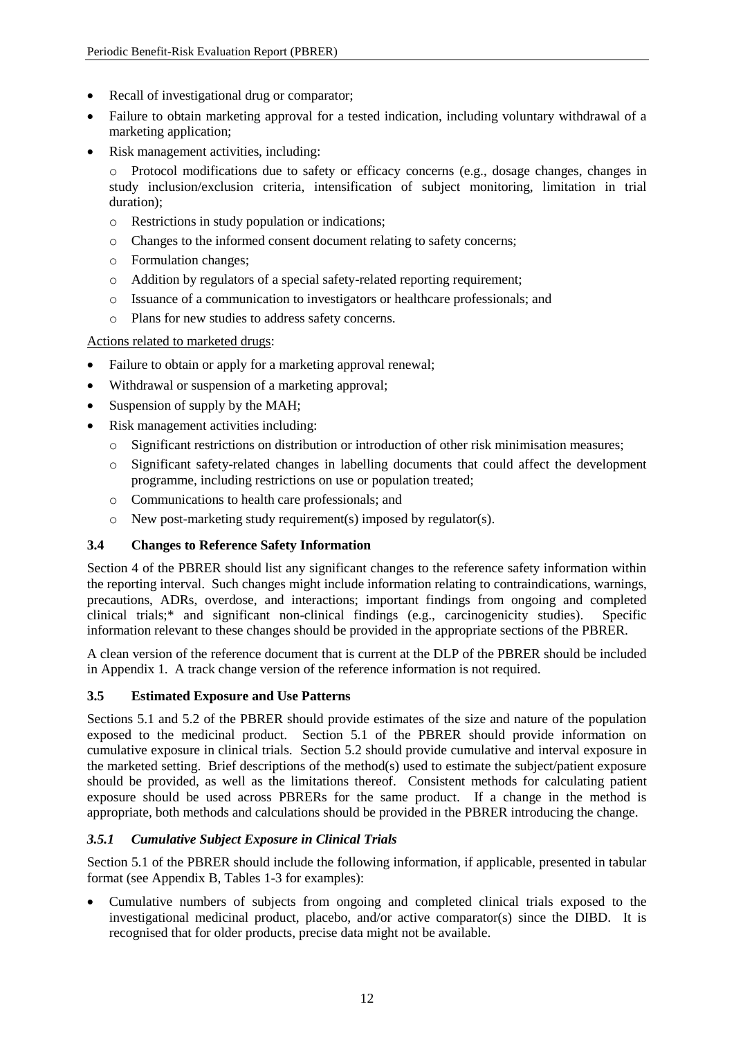- Recall of investigational drug or comparator;
- Failure to obtain marketing approval for a tested indication, including voluntary withdrawal of a marketing application;
- Risk management activities, including:
  - Protocol modifications due to safety or efficacy concerns (e.g., dosage changes, changes in study inclusion/exclusion criteria, intensification of subject monitoring, limitation in trial duration);
  - Restrictions in study population or indications;
  - Changes to the informed consent document relating to safety concerns;
  - Formulation changes;
  - Addition by regulators of a special safety-related reporting requirement;
  - Issuance of a communication to investigators or healthcare professionals; and
  - Plans for new studies to address safety concerns.

Actions related to marketed drugs:

- Failure to obtain or apply for a marketing approval renewal;
- Withdrawal or suspension of a marketing approval;
- Suspension of supply by the MAH;
- Risk management activities including:
  - Significant restrictions on distribution or introduction of other risk minimisation measures;
  - Significant safety-related changes in labelling documents that could affect the development programme, including restrictions on use or population treated;
  - Communications to health care professionals; and
  - New post-marketing study requirement(s) imposed by regulator(s).

### 3.4 Changes to Reference Safety Information

Section 4 of the PBRER should list any significant changes to the reference safety information within the reporting interval. Such changes might include information relating to contraindications, warnings, precautions, ADRs, overdose, and interactions; important findings from ongoing and completed clinical trials;* and significant non-clinical findings (e.g., carcinogenicity studies). Specific information relevant to these changes should be provided in the appropriate sections of the PBRER.

A clean version of the reference document that is current at the DLP of the PBRER should be included in Appendix 1. A track change version of the reference information is not required.

### 3.5 Estimated Exposure and Use Patterns

Sections 5.1 and 5.2 of the PBRER should provide estimates of the size and nature of the population exposed to the medicinal product. Section 5.1 of the PBRER should provide information on cumulative exposure in clinical trials. Section 5.2 should provide cumulative and interval exposure in the marketed setting. Brief descriptions of the method(s) used to estimate the subject/patient exposure should be provided, as well as the limitations thereof. Consistent methods for calculating patient exposure should be used across PBRERs for the same product. If a change in the method is appropriate, both methods and calculations should be provided in the PBRER introducing the change.

#### *3.5.1 Cumulative Subject Exposure in Clinical Trials*

Section 5.1 of the PBRER should include the following information, if applicable, presented in tabular format (see Appendix B, Tables 1-3 for examples):

- Cumulative numbers of subjects from ongoing and completed clinical trials exposed to the investigational medicinal product, placebo, and/or active comparator(s) since the DIBD. It is recognised that for older products, precise data might not be available.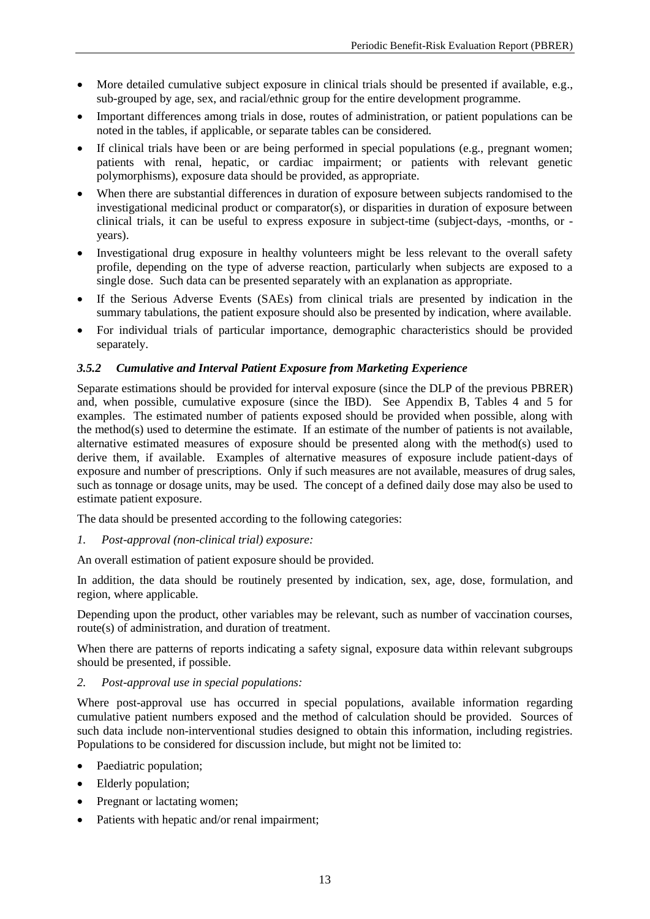- More detailed cumulative subject exposure in clinical trials should be presented if available, e.g., sub-grouped by age, sex, and racial/ethnic group for the entire development programme.
- Important differences among trials in dose, routes of administration, or patient populations can be noted in the tables, if applicable, or separate tables can be considered.
- If clinical trials have been or are being performed in special populations (e.g., pregnant women; patients with renal, hepatic, or cardiac impairment; or patients with relevant genetic polymorphisms), exposure data should be provided, as appropriate.
- When there are substantial differences in duration of exposure between subjects randomised to the investigational medicinal product or comparator(s), or disparities in duration of exposure between clinical trials, it can be useful to express exposure in subject-time (subject-days, -months, or -years).
- Investigational drug exposure in healthy volunteers might be less relevant to the overall safety profile, depending on the type of adverse reaction, particularly when subjects are exposed to a single dose. Such data can be presented separately with an explanation as appropriate.
- If the Serious Adverse Events (SAEs) from clinical trials are presented by indication in the summary tabulations, the patient exposure should also be presented by indication, where available.
- For individual trials of particular importance, demographic characteristics should be provided separately.

### *3.5.2 Cumulative and Interval Patient Exposure from Marketing Experience*

Separate estimations should be provided for interval exposure (since the DLP of the previous PBRER) and, when possible, cumulative exposure (since the IBD). See Appendix B, Tables 4 and 5 for examples. The estimated number of patients exposed should be provided when possible, along with the method(s) used to determine the estimate. If an estimate of the number of patients is not available, alternative estimated measures of exposure should be presented along with the method(s) used to derive them, if available. Examples of alternative measures of exposure include patient-days of exposure and number of prescriptions. Only if such measures are not available, measures of drug sales, such as tonnage or dosage units, may be used. The concept of a defined daily dose may also be used to estimate patient exposure.

The data should be presented according to the following categories:

*1. Post-approval (non-clinical trial) exposure:*

An overall estimation of patient exposure should be provided.

In addition, the data should be routinely presented by indication, sex, age, dose, formulation, and region, where applicable.

Depending upon the product, other variables may be relevant, such as number of vaccination courses, route(s) of administration, and duration of treatment.

When there are patterns of reports indicating a safety signal, exposure data within relevant subgroups should be presented, if possible.

*2. Post-approval use in special populations:*

Where post-approval use has occurred in special populations, available information regarding cumulative patient numbers exposed and the method of calculation should be provided. Sources of such data include non-interventional studies designed to obtain this information, including registries. Populations to be considered for discussion include, but might not be limited to:

- Paediatric population;
- Elderly population;
- Pregnant or lactating women;
- Patients with hepatic and/or renal impairment;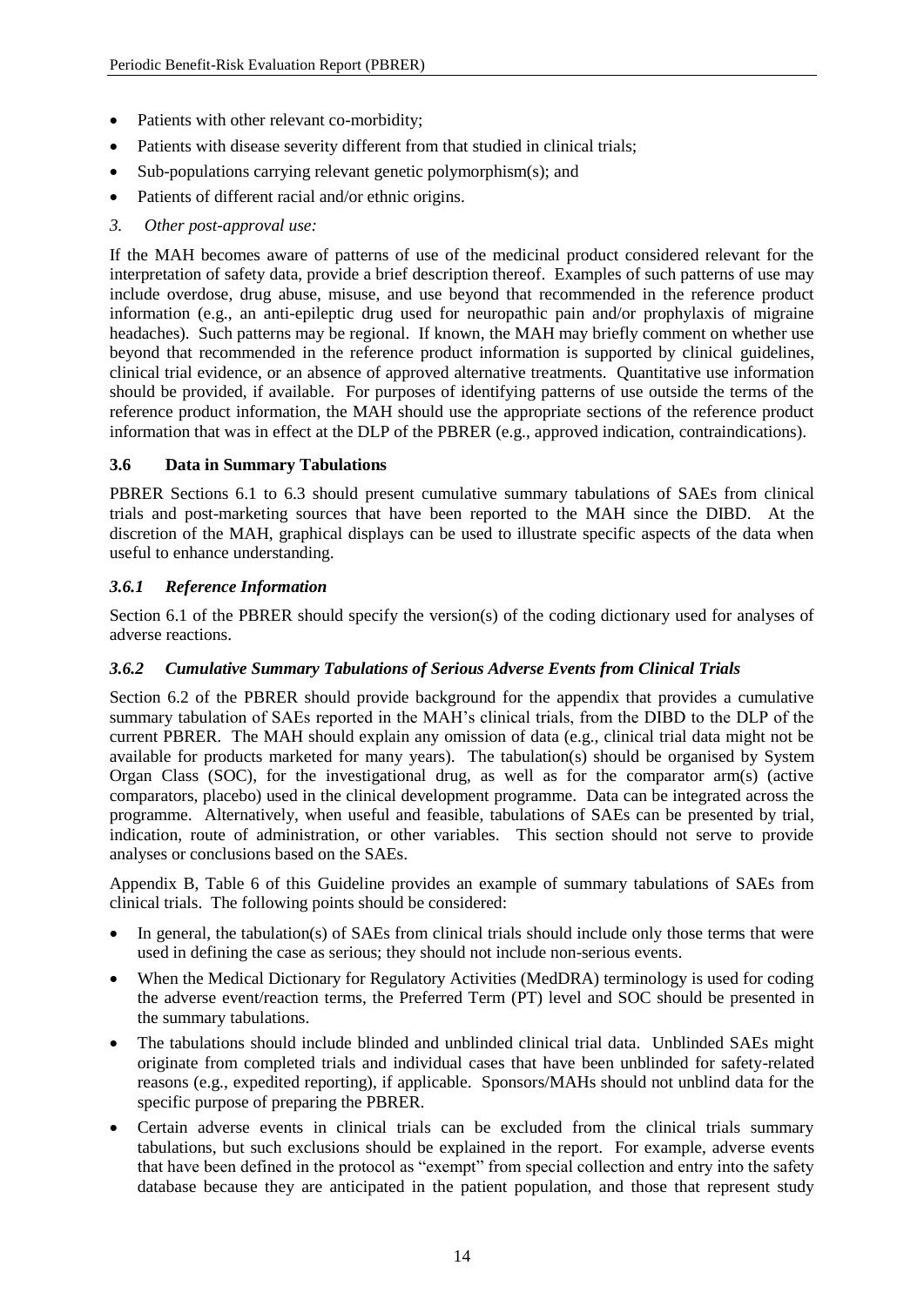- Patients with other relevant co-morbidity;
- Patients with disease severity different from that studied in clinical trials;
- Sub-populations carrying relevant genetic polymorphism(s); and
- Patients of different racial and/or ethnic origins.

*3. Other post-approval use:*

If the MAH becomes aware of patterns of use of the medicinal product considered relevant for the interpretation of safety data, provide a brief description thereof. Examples of such patterns of use may include overdose, drug abuse, misuse, and use beyond that recommended in the reference product information (e.g., an anti-epileptic drug used for neuropathic pain and/or prophylaxis of migraine headaches). Such patterns may be regional. If known, the MAH may briefly comment on whether use beyond that recommended in the reference product information is supported by clinical guidelines, clinical trial evidence, or an absence of approved alternative treatments. Quantitative use information should be provided, if available. For purposes of identifying patterns of use outside the terms of the reference product information, the MAH should use the appropriate sections of the reference product information that was in effect at the DLP of the PBRER (e.g., approved indication, contraindications).

### 3.6 Data in Summary Tabulations

PBRER Sections 6.1 to 6.3 should present cumulative summary tabulations of SAEs from clinical trials and post-marketing sources that have been reported to the MAH since the DIBD. At the discretion of the MAH, graphical displays can be used to illustrate specific aspects of the data when useful to enhance understanding.

#### *3.6.1 Reference Information*

Section 6.1 of the PBRER should specify the version(s) of the coding dictionary used for analyses of adverse reactions.

#### *3.6.2 Cumulative Summary Tabulations of Serious Adverse Events from Clinical Trials*

Section 6.2 of the PBRER should provide background for the appendix that provides a cumulative summary tabulation of SAEs reported in the MAH's clinical trials, from the DIBD to the DLP of the current PBRER. The MAH should explain any omission of data (e.g., clinical trial data might not be available for products marketed for many years). The tabulation(s) should be organised by System Organ Class (SOC), for the investigational drug, as well as for the comparator arm(s) (active comparators, placebo) used in the clinical development programme. Data can be integrated across the programme. Alternatively, when useful and feasible, tabulations of SAEs can be presented by trial, indication, route of administration, or other variables. This section should not serve to provide analyses or conclusions based on the SAEs.

Appendix B, Table 6 of this Guideline provides an example of summary tabulations of SAEs from clinical trials. The following points should be considered:

- In general, the tabulation(s) of SAEs from clinical trials should include only those terms that were used in defining the case as serious; they should not include non-serious events.
- When the Medical Dictionary for Regulatory Activities (MedDRA) terminology is used for coding the adverse event/reaction terms, the Preferred Term (PT) level and SOC should be presented in the summary tabulations.
- The tabulations should include blinded and unblinded clinical trial data. Unblinded SAEs might originate from completed trials and individual cases that have been unblinded for safety-related reasons (e.g., expedited reporting), if applicable. Sponsors/MAHs should not unblind data for the specific purpose of preparing the PBRER.
- Certain adverse events in clinical trials can be excluded from the clinical trials summary tabulations, but such exclusions should be explained in the report. For example, adverse events that have been defined in the protocol as "exempt" from special collection and entry into the safety database because they are anticipated in the patient population, and those that represent study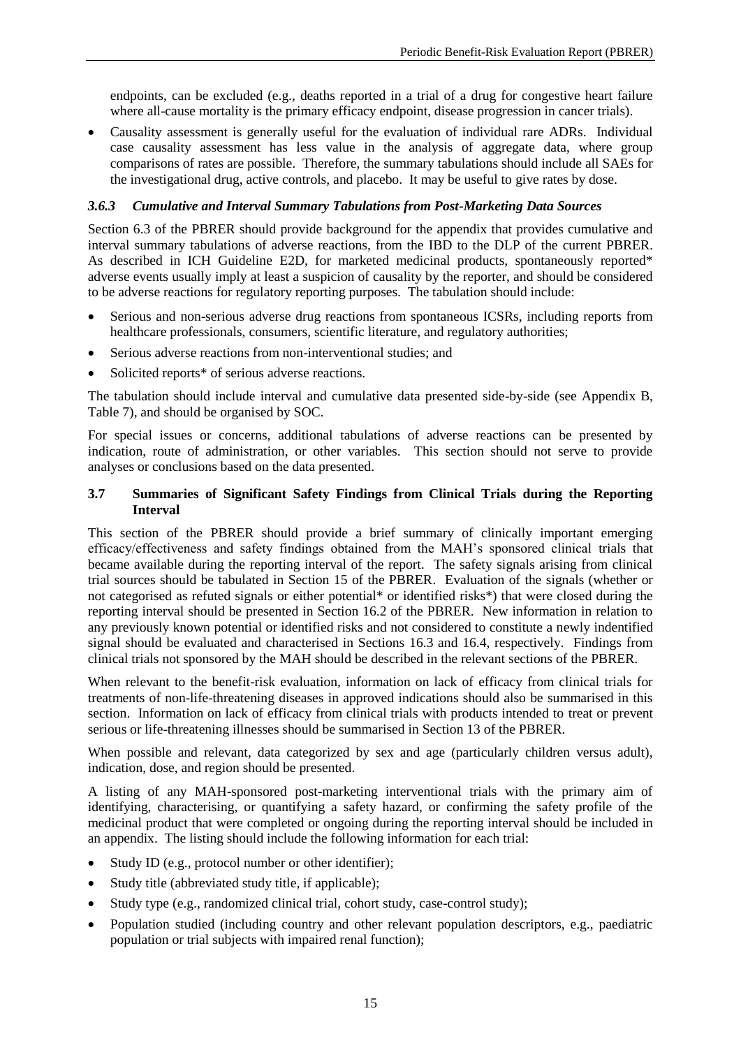endpoints, can be excluded (e.g., deaths reported in a trial of a drug for congestive heart failure where all-cause mortality is the primary efficacy endpoint, disease progression in cancer trials).

- Causality assessment is generally useful for the evaluation of individual rare ADRs. Individual case causality assessment has less value in the analysis of aggregate data, where group comparisons of rates are possible. Therefore, the summary tabulations should include all SAEs for the investigational drug, active controls, and placebo. It may be useful to give rates by dose.

### *3.6.3 Cumulative and Interval Summary Tabulations from Post-Marketing Data Sources*

Section 6.3 of the PBRER should provide background for the appendix that provides cumulative and interval summary tabulations of adverse reactions, from the IBD to the DLP of the current PBRER. As described in ICH Guideline E2D, for marketed medicinal products, spontaneously reported* adverse events usually imply at least a suspicion of causality by the reporter, and should be considered to be adverse reactions for regulatory reporting purposes. The tabulation should include:

- Serious and non-serious adverse drug reactions from spontaneous ICSRs, including reports from healthcare professionals, consumers, scientific literature, and regulatory authorities;
- Serious adverse reactions from non-interventional studies; and
- Solicited reports* of serious adverse reactions.

The tabulation should include interval and cumulative data presented side-by-side (see Appendix B, Table 7), and should be organised by SOC.

For special issues or concerns, additional tabulations of adverse reactions can be presented by indication, route of administration, or other variables. This section should not serve to provide analyses or conclusions based on the data presented.

### **3.7 Summaries of Significant Safety Findings from Clinical Trials during the Reporting Interval**

This section of the PBRER should provide a brief summary of clinically important emerging efficacy/effectiveness and safety findings obtained from the MAH's sponsored clinical trials that became available during the reporting interval of the report. The safety signals arising from clinical trial sources should be tabulated in Section 15 of the PBRER. Evaluation of the signals (whether or not categorised as refuted signals or either potential* or identified risks*) that were closed during the reporting interval should be presented in Section 16.2 of the PBRER. New information in relation to any previously known potential or identified risks and not considered to constitute a newly indentified signal should be evaluated and characterised in Sections 16.3 and 16.4, respectively. Findings from clinical trials not sponsored by the MAH should be described in the relevant sections of the PBRER.

When relevant to the benefit-risk evaluation, information on lack of efficacy from clinical trials for treatments of non-life-threatening diseases in approved indications should also be summarised in this section. Information on lack of efficacy from clinical trials with products intended to treat or prevent serious or life-threatening illnesses should be summarised in Section 13 of the PBRER.

When possible and relevant, data categorized by sex and age (particularly children versus adult), indication, dose, and region should be presented.

A listing of any MAH-sponsored post-marketing interventional trials with the primary aim of identifying, characterising, or quantifying a safety hazard, or confirming the safety profile of the medicinal product that were completed or ongoing during the reporting interval should be included in an appendix. The listing should include the following information for each trial:

- Study ID (e.g., protocol number or other identifier);
- Study title (abbreviated study title, if applicable);
- Study type (e.g., randomized clinical trial, cohort study, case-control study);
- Population studied (including country and other relevant population descriptors, e.g., paediatric population or trial subjects with impaired renal function);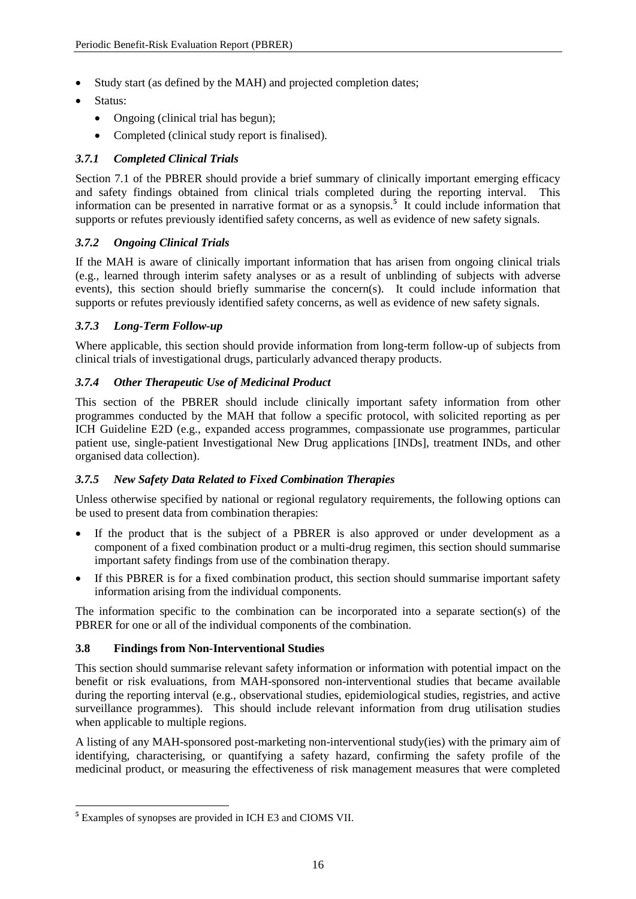- Study start (as defined by the MAH) and projected completion dates;
- Status:
  - Ongoing (clinical trial has begun);
  - Completed (clinical study report is finalised).

### *3.7.1 Completed Clinical Trials*

Section 7.1 of the PBRER should provide a brief summary of clinically important emerging efficacy and safety findings obtained from clinical trials completed during the reporting interval. This information can be presented in narrative format or as a synopsis.[5] It could include information that supports or refutes previously identified safety concerns, as well as evidence of new safety signals.

### *3.7.2 Ongoing Clinical Trials*

If the MAH is aware of clinically important information that has arisen from ongoing clinical trials (e.g., learned through interim safety analyses or as a result of unblinding of subjects with adverse events), this section should briefly summarise the concern(s). It could include information that supports or refutes previously identified safety concerns, as well as evidence of new safety signals.

### *3.7.3 Long-Term Follow-up*

Where applicable, this section should provide information from long-term follow-up of subjects from clinical trials of investigational drugs, particularly advanced therapy products.

### *3.7.4 Other Therapeutic Use of Medicinal Product*

This section of the PBRER should include clinically important safety information from other programmes conducted by the MAH that follow a specific protocol, with solicited reporting as per ICH Guideline E2D (e.g., expanded access programmes, compassionate use programmes, particular patient use, single-patient Investigational New Drug applications [INDs], treatment INDs, and other organised data collection).

### *3.7.5 New Safety Data Related to Fixed Combination Therapies*

Unless otherwise specified by national or regional regulatory requirements, the following options can be used to present data from combination therapies:

- If the product that is the subject of a PBRER is also approved or under development as a component of a fixed combination product or a multi-drug regimen, this section should summarise important safety findings from use of the combination therapy.
- If this PBRER is for a fixed combination product, this section should summarise important safety information arising from the individual components.

The information specific to the combination can be incorporated into a separate section(s) of the PBRER for one or all of the individual components of the combination.

## 3.8 Findings from Non-Interventional Studies

This section should summarise relevant safety information or information with potential impact on the benefit or risk evaluations, from MAH-sponsored non-interventional studies that became available during the reporting interval (e.g., observational studies, epidemiological studies, registries, and active surveillance programmes). This should include relevant information from drug utilisation studies when applicable to multiple regions.

A listing of any MAH-sponsored post-marketing non-interventional study(ies) with the primary aim of identifying, characterising, or quantifying a safety hazard, confirming the safety profile of the medicinal product, or measuring the effectiveness of risk management measures that were completed

---

[5] Examples of synopses are provided in ICH E3 and CIOMS VII.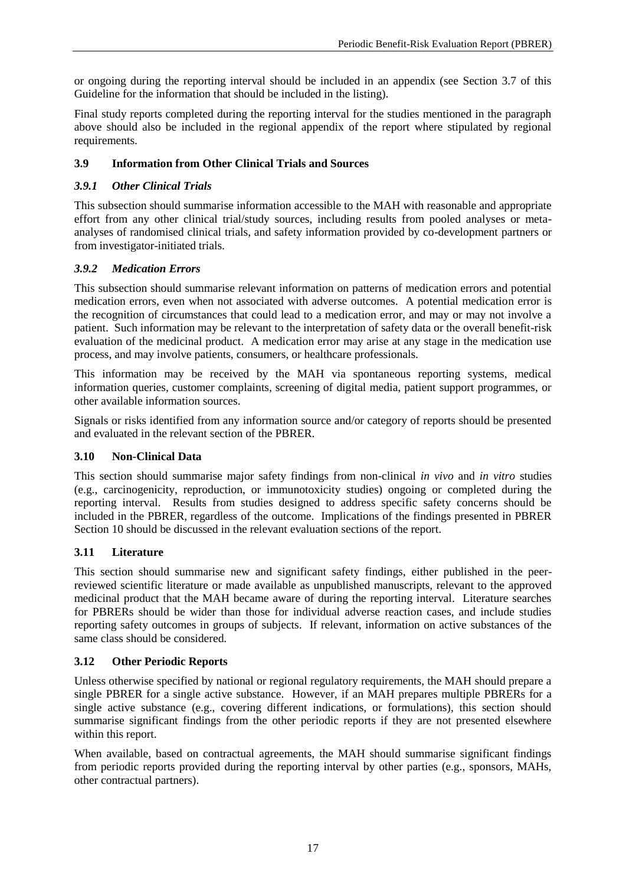or ongoing during the reporting interval should be included in an appendix (see Section 3.7 of this Guideline for the information that should be included in the listing).

Final study reports completed during the reporting interval for the studies mentioned in the paragraph above should also be included in the regional appendix of the report where stipulated by regional requirements.

### 3.9 Information from Other Clinical Trials and Sources

#### *3.9.1 Other Clinical Trials*

This subsection should summarise information accessible to the MAH with reasonable and appropriate effort from any other clinical trial/study sources, including results from pooled analyses or meta-analyses of randomised clinical trials, and safety information provided by co-development partners or from investigator-initiated trials.

#### *3.9.2 Medication Errors*

This subsection should summarise relevant information on patterns of medication errors and potential medication errors, even when not associated with adverse outcomes. A potential medication error is the recognition of circumstances that could lead to a medication error, and may or may not involve a patient. Such information may be relevant to the interpretation of safety data or the overall benefit-risk evaluation of the medicinal product. A medication error may arise at any stage in the medication use process, and may involve patients, consumers, or healthcare professionals.

This information may be received by the MAH via spontaneous reporting systems, medical information queries, customer complaints, screening of digital media, patient support programmes, or other available information sources.

Signals or risks identified from any information source and/or category of reports should be presented and evaluated in the relevant section of the PBRER.

### 3.10 Non-Clinical Data

This section should summarise major safety findings from non-clinical *in vivo* and *in vitro* studies (e.g., carcinogenicity, reproduction, or immunotoxicity studies) ongoing or completed during the reporting interval. Results from studies designed to address specific safety concerns should be included in the PBRER, regardless of the outcome. Implications of the findings presented in PBRER Section 10 should be discussed in the relevant evaluation sections of the report.

### 3.11 Literature

This section should summarise new and significant safety findings, either published in the peer-reviewed scientific literature or made available as unpublished manuscripts, relevant to the approved medicinal product that the MAH became aware of during the reporting interval. Literature searches for PBRERs should be wider than those for individual adverse reaction cases, and include studies reporting safety outcomes in groups of subjects. If relevant, information on active substances of the same class should be considered.

### 3.12 Other Periodic Reports

Unless otherwise specified by national or regional regulatory requirements, the MAH should prepare a single PBRER for a single active substance. However, if an MAH prepares multiple PBRERs for a single active substance (e.g., covering different indications, or formulations), this section should summarise significant findings from the other periodic reports if they are not presented elsewhere within this report.

When available, based on contractual agreements, the MAH should summarise significant findings from periodic reports provided during the reporting interval by other parties (e.g., sponsors, MAHs, other contractual partners).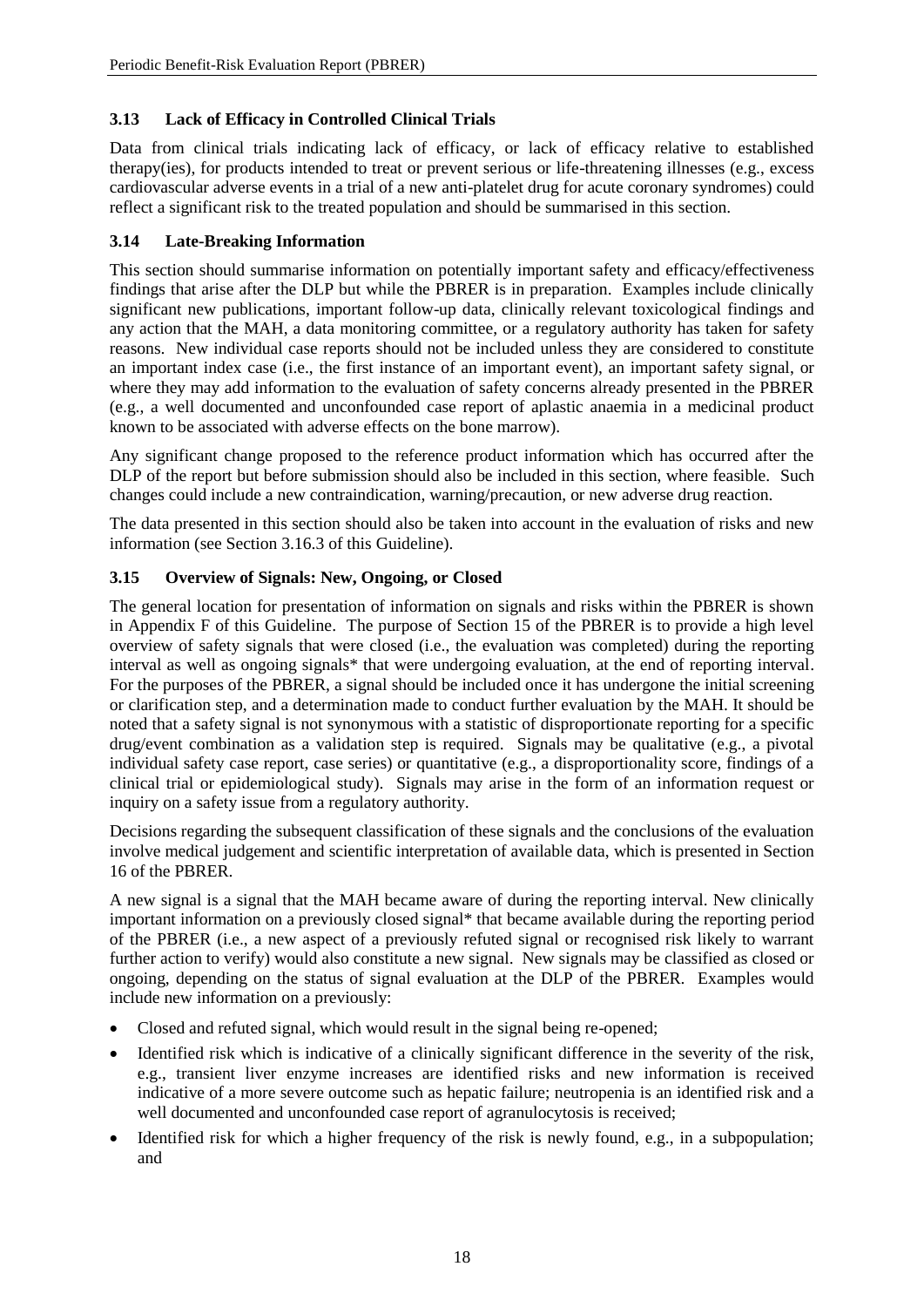### 3.13 Lack of Efficacy in Controlled Clinical Trials

Data from clinical trials indicating lack of efficacy, or lack of efficacy relative to established therapy(ies), for products intended to treat or prevent serious or life-threatening illnesses (e.g., excess cardiovascular adverse events in a trial of a new anti-platelet drug for acute coronary syndromes) could reflect a significant risk to the treated population and should be summarised in this section.

### 3.14 Late-Breaking Information

This section should summarise information on potentially important safety and efficacy/effectiveness findings that arise after the DLP but while the PBRER is in preparation. Examples include clinically significant new publications, important follow-up data, clinically relevant toxicological findings and any action that the MAH, a data monitoring committee, or a regulatory authority has taken for safety reasons. New individual case reports should not be included unless they are considered to constitute an important index case (i.e., the first instance of an important event), an important safety signal, or where they may add information to the evaluation of safety concerns already presented in the PBRER (e.g., a well documented and unconfounded case report of aplastic anaemia in a medicinal product known to be associated with adverse effects on the bone marrow).

Any significant change proposed to the reference product information which has occurred after the DLP of the report but before submission should also be included in this section, where feasible. Such changes could include a new contraindication, warning/precaution, or new adverse drug reaction.

The data presented in this section should also be taken into account in the evaluation of risks and new information (see Section 3.16.3 of this Guideline).

### 3.15 Overview of Signals: New, Ongoing, or Closed

The general location for presentation of information on signals and risks within the PBRER is shown in Appendix F of this Guideline. The purpose of Section 15 of the PBRER is to provide a high level overview of safety signals that were closed (i.e., the evaluation was completed) during the reporting interval as well as ongoing signals* that were undergoing evaluation, at the end of reporting interval. For the purposes of the PBRER, a signal should be included once it has undergone the initial screening or clarification step, and a determination made to conduct further evaluation by the MAH. It should be noted that a safety signal is not synonymous with a statistic of disproportionate reporting for a specific drug/event combination as a validation step is required. Signals may be qualitative (e.g., a pivotal individual safety case report, case series) or quantitative (e.g., a disproportionality score, findings of a clinical trial or epidemiological study). Signals may arise in the form of an information request or inquiry on a safety issue from a regulatory authority.

Decisions regarding the subsequent classification of these signals and the conclusions of the evaluation involve medical judgement and scientific interpretation of available data, which is presented in Section 16 of the PBRER.

A new signal is a signal that the MAH became aware of during the reporting interval. New clinically important information on a previously closed signal* that became available during the reporting period of the PBRER (i.e., a new aspect of a previously refuted signal or recognised risk likely to warrant further action to verify) would also constitute a new signal. New signals may be classified as closed or ongoing, depending on the status of signal evaluation at the DLP of the PBRER. Examples would include new information on a previously:

- Closed and refuted signal, which would result in the signal being re-opened;
- Identified risk which is indicative of a clinically significant difference in the severity of the risk, e.g., transient liver enzyme increases are identified risks and new information is received indicative of a more severe outcome such as hepatic failure; neutropenia is an identified risk and a well documented and unconfounded case report of agranulocytosis is received;
- Identified risk for which a higher frequency of the risk is newly found, e.g., in a subpopulation; and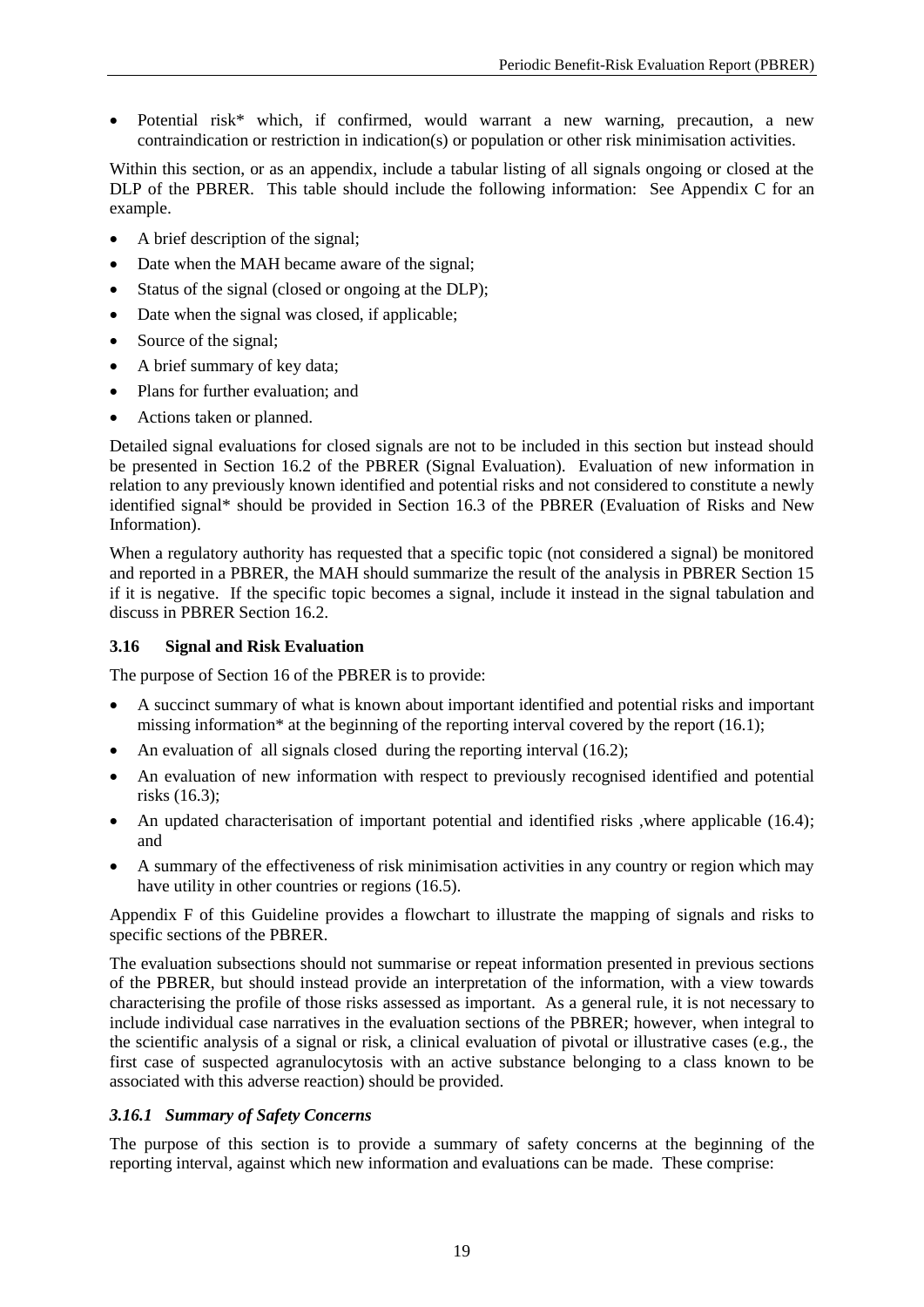- Potential risk* which, if confirmed, would warrant a new warning, precaution, a new contraindication or restriction in indication(s) or population or other risk minimisation activities.

Within this section, or as an appendix, include a tabular listing of all signals ongoing or closed at the DLP of the PBRER. This table should include the following information: See Appendix C for an example.

- A brief description of the signal;
- Date when the MAH became aware of the signal;
- Status of the signal (closed or ongoing at the DLP);
- Date when the signal was closed, if applicable;
- Source of the signal;
- A brief summary of key data;
- Plans for further evaluation; and
- Actions taken or planned.

Detailed signal evaluations for closed signals are not to be included in this section but instead should be presented in Section 16.2 of the PBRER (Signal Evaluation). Evaluation of new information in relation to any previously known identified and potential risks and not considered to constitute a newly identified signal* should be provided in Section 16.3 of the PBRER (Evaluation of Risks and New Information).

When a regulatory authority has requested that a specific topic (not considered a signal) be monitored and reported in a PBRER, the MAH should summarize the result of the analysis in PBRER Section 15 if it is negative. If the specific topic becomes a signal, include it instead in the signal tabulation and discuss in PBRER Section 16.2.

### 3.16 Signal and Risk Evaluation

The purpose of Section 16 of the PBRER is to provide:

- A succinct summary of what is known about important identified and potential risks and important missing information* at the beginning of the reporting interval covered by the report (16.1);
- An evaluation of all signals closed during the reporting interval (16.2);
- An evaluation of new information with respect to previously recognised identified and potential risks (16.3);
- An updated characterisation of important potential and identified risks ,where applicable (16.4); and
- A summary of the effectiveness of risk minimisation activities in any country or region which may have utility in other countries or regions (16.5).

Appendix F of this Guideline provides a flowchart to illustrate the mapping of signals and risks to specific sections of the PBRER.

The evaluation subsections should not summarise or repeat information presented in previous sections of the PBRER, but should instead provide an interpretation of the information, with a view towards characterising the profile of those risks assessed as important. As a general rule, it is not necessary to include individual case narratives in the evaluation sections of the PBRER; however, when integral to the scientific analysis of a signal or risk, a clinical evaluation of pivotal or illustrative cases (e.g., the first case of suspected agranulocytosis with an active substance belonging to a class known to be associated with this adverse reaction) should be provided.

#### *3.16.1 Summary of Safety Concerns*

The purpose of this section is to provide a summary of safety concerns at the beginning of the reporting interval, against which new information and evaluations can be made. These comprise: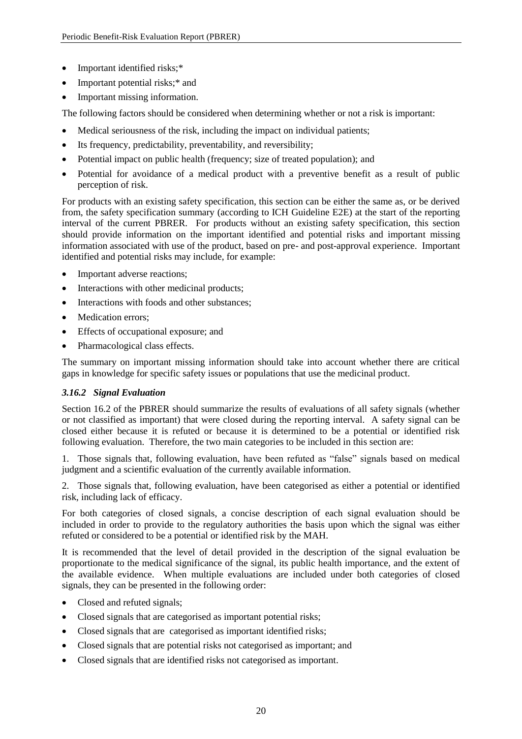- Important identified risks;*
- Important potential risks;* and
- Important missing information.

The following factors should be considered when determining whether or not a risk is important:

- Medical seriousness of the risk, including the impact on individual patients;
- Its frequency, predictability, preventability, and reversibility;
- Potential impact on public health (frequency; size of treated population); and
- Potential for avoidance of a medical product with a preventive benefit as a result of public perception of risk.

For products with an existing safety specification, this section can be either the same as, or be derived from, the safety specification summary (according to ICH Guideline E2E) at the start of the reporting interval of the current PBRER. For products without an existing safety specification, this section should provide information on the important identified and potential risks and important missing information associated with use of the product, based on pre- and post-approval experience. Important identified and potential risks may include, for example:

- Important adverse reactions;
- Interactions with other medicinal products;
- Interactions with foods and other substances;
- Medication errors;
- Effects of occupational exposure; and
- Pharmacological class effects.

The summary on important missing information should take into account whether there are critical gaps in knowledge for specific safety issues or populations that use the medicinal product.

### *3.16.2 Signal Evaluation*

Section 16.2 of the PBRER should summarize the results of evaluations of all safety signals (whether or not classified as important) that were closed during the reporting interval. A safety signal can be closed either because it is refuted or because it is determined to be a potential or identified risk following evaluation. Therefore, the two main categories to be included in this section are:

1. Those signals that, following evaluation, have been refuted as "false" signals based on medical judgment and a scientific evaluation of the currently available information.

2. Those signals that, following evaluation, have been categorised as either a potential or identified risk, including lack of efficacy.

For both categories of closed signals, a concise description of each signal evaluation should be included in order to provide to the regulatory authorities the basis upon which the signal was either refuted or considered to be a potential or identified risk by the MAH.

It is recommended that the level of detail provided in the description of the signal evaluation be proportionate to the medical significance of the signal, its public health importance, and the extent of the available evidence. When multiple evaluations are included under both categories of closed signals, they can be presented in the following order:

- Closed and refuted signals;
- Closed signals that are categorised as important potential risks;
- Closed signals that are categorised as important identified risks;
- Closed signals that are potential risks not categorised as important; and
- Closed signals that are identified risks not categorised as important.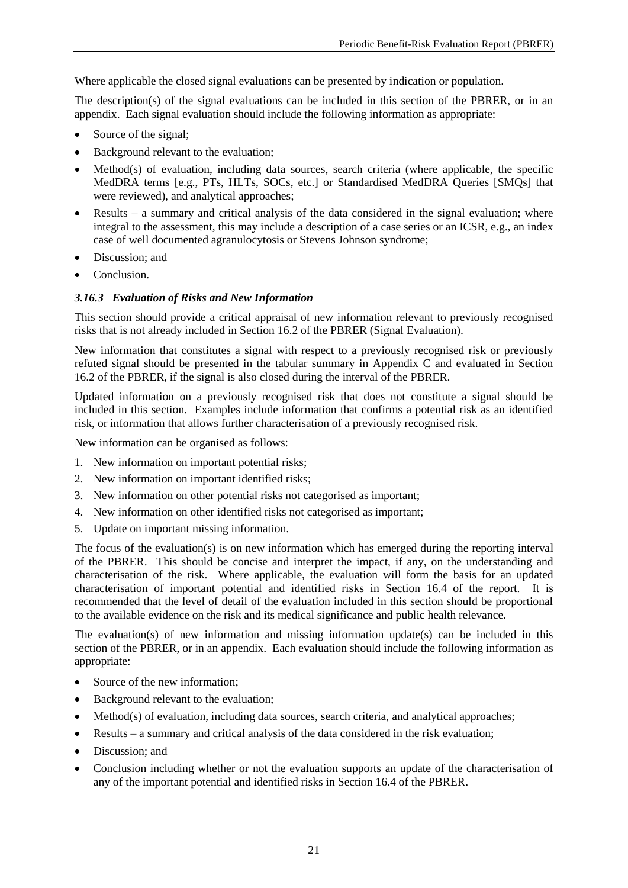Where applicable the closed signal evaluations can be presented by indication or population.

The description(s) of the signal evaluations can be included in this section of the PBRER, or in an appendix. Each signal evaluation should include the following information as appropriate:

- Source of the signal;
- Background relevant to the evaluation;
- Method(s) of evaluation, including data sources, search criteria (where applicable, the specific MedDRA terms [e.g., PTs, HLTs, SOCs, etc.] or Standardised MedDRA Queries [SMQs] that were reviewed), and analytical approaches;
- Results – a summary and critical analysis of the data considered in the signal evaluation; where integral to the assessment, this may include a description of a case series or an ICSR, e.g., an index case of well documented agranulocytosis or Stevens Johnson syndrome;
- Discussion; and
- Conclusion.

### *3.16.3 Evaluation of Risks and New Information*

This section should provide a critical appraisal of new information relevant to previously recognised risks that is not already included in Section 16.2 of the PBRER (Signal Evaluation).

New information that constitutes a signal with respect to a previously recognised risk or previously refuted signal should be presented in the tabular summary in Appendix C and evaluated in Section 16.2 of the PBRER, if the signal is also closed during the interval of the PBRER.

Updated information on a previously recognised risk that does not constitute a signal should be included in this section. Examples include information that confirms a potential risk as an identified risk, or information that allows further characterisation of a previously recognised risk.

New information can be organised as follows:

1. New information on important potential risks;
2. New information on important identified risks;
3. New information on other potential risks not categorised as important;
4. New information on other identified risks not categorised as important;
5. Update on important missing information.

The focus of the evaluation(s) is on new information which has emerged during the reporting interval of the PBRER. This should be concise and interpret the impact, if any, on the understanding and characterisation of the risk. Where applicable, the evaluation will form the basis for an updated characterisation of important potential and identified risks in Section 16.4 of the report. It is recommended that the level of detail of the evaluation included in this section should be proportional to the available evidence on the risk and its medical significance and public health relevance.

The evaluation(s) of new information and missing information update(s) can be included in this section of the PBRER, or in an appendix. Each evaluation should include the following information as appropriate:

- Source of the new information;
- Background relevant to the evaluation;
- Method(s) of evaluation, including data sources, search criteria, and analytical approaches;
- Results – a summary and critical analysis of the data considered in the risk evaluation;
- Discussion; and
- Conclusion including whether or not the evaluation supports an update of the characterisation of any of the important potential and identified risks in Section 16.4 of the PBRER.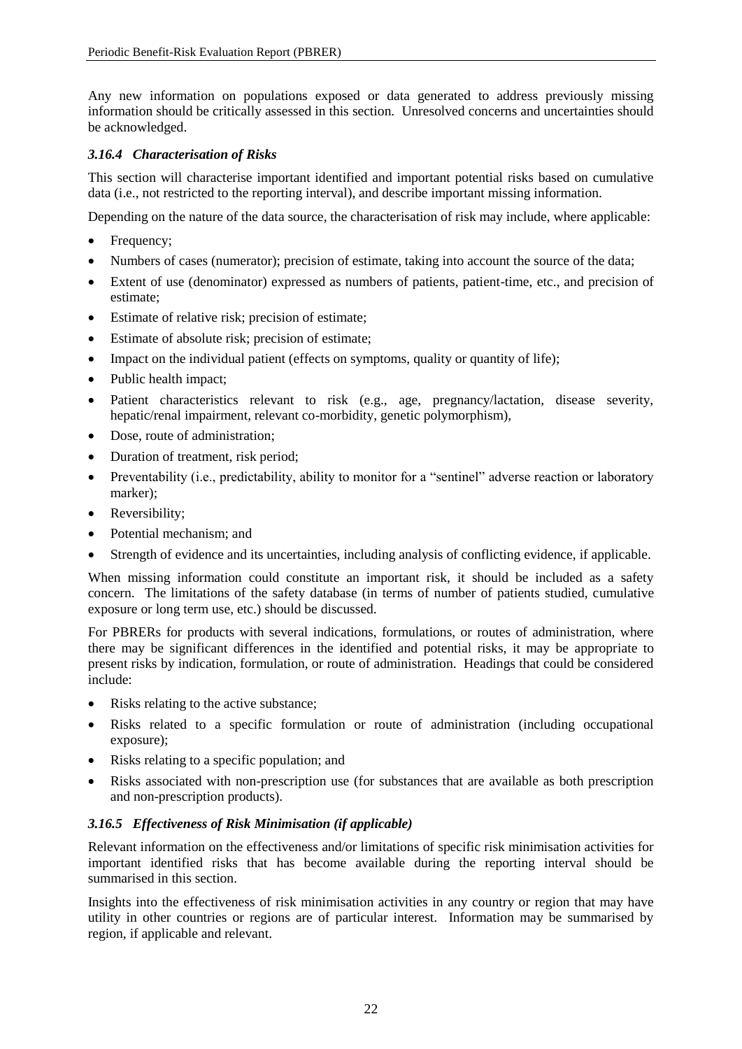Any new information on populations exposed or data generated to address previously missing information should be critically assessed in this section. Unresolved concerns and uncertainties should be acknowledged.

### *3.16.4 Characterisation of Risks*

This section will characterise important identified and important potential risks based on cumulative data (i.e., not restricted to the reporting interval), and describe important missing information.

Depending on the nature of the data source, the characterisation of risk may include, where applicable:

- Frequency;
- Numbers of cases (numerator); precision of estimate, taking into account the source of the data;
- Extent of use (denominator) expressed as numbers of patients, patient-time, etc., and precision of estimate;
- Estimate of relative risk; precision of estimate;
- Estimate of absolute risk; precision of estimate;
- Impact on the individual patient (effects on symptoms, quality or quantity of life);
- Public health impact;
- Patient characteristics relevant to risk (e.g., age, pregnancy/lactation, disease severity, hepatic/renal impairment, relevant co-morbidity, genetic polymorphism),
- Dose, route of administration;
- Duration of treatment, risk period;
- Preventability (i.e., predictability, ability to monitor for a "sentinel" adverse reaction or laboratory marker);
- Reversibility;
- Potential mechanism; and
- Strength of evidence and its uncertainties, including analysis of conflicting evidence, if applicable.

When missing information could constitute an important risk, it should be included as a safety concern. The limitations of the safety database (in terms of number of patients studied, cumulative exposure or long term use, etc.) should be discussed.

For PBRERs for products with several indications, formulations, or routes of administration, where there may be significant differences in the identified and potential risks, it may be appropriate to present risks by indication, formulation, or route of administration. Headings that could be considered include:

- Risks relating to the active substance;
- Risks related to a specific formulation or route of administration (including occupational exposure);
- Risks relating to a specific population; and
- Risks associated with non-prescription use (for substances that are available as both prescription and non-prescription products).

### *3.16.5 Effectiveness of Risk Minimisation (if applicable)*

Relevant information on the effectiveness and/or limitations of specific risk minimisation activities for important identified risks that has become available during the reporting interval should be summarised in this section.

Insights into the effectiveness of risk minimisation activities in any country or region that may have utility in other countries or regions are of particular interest. Information may be summarised by region, if applicable and relevant.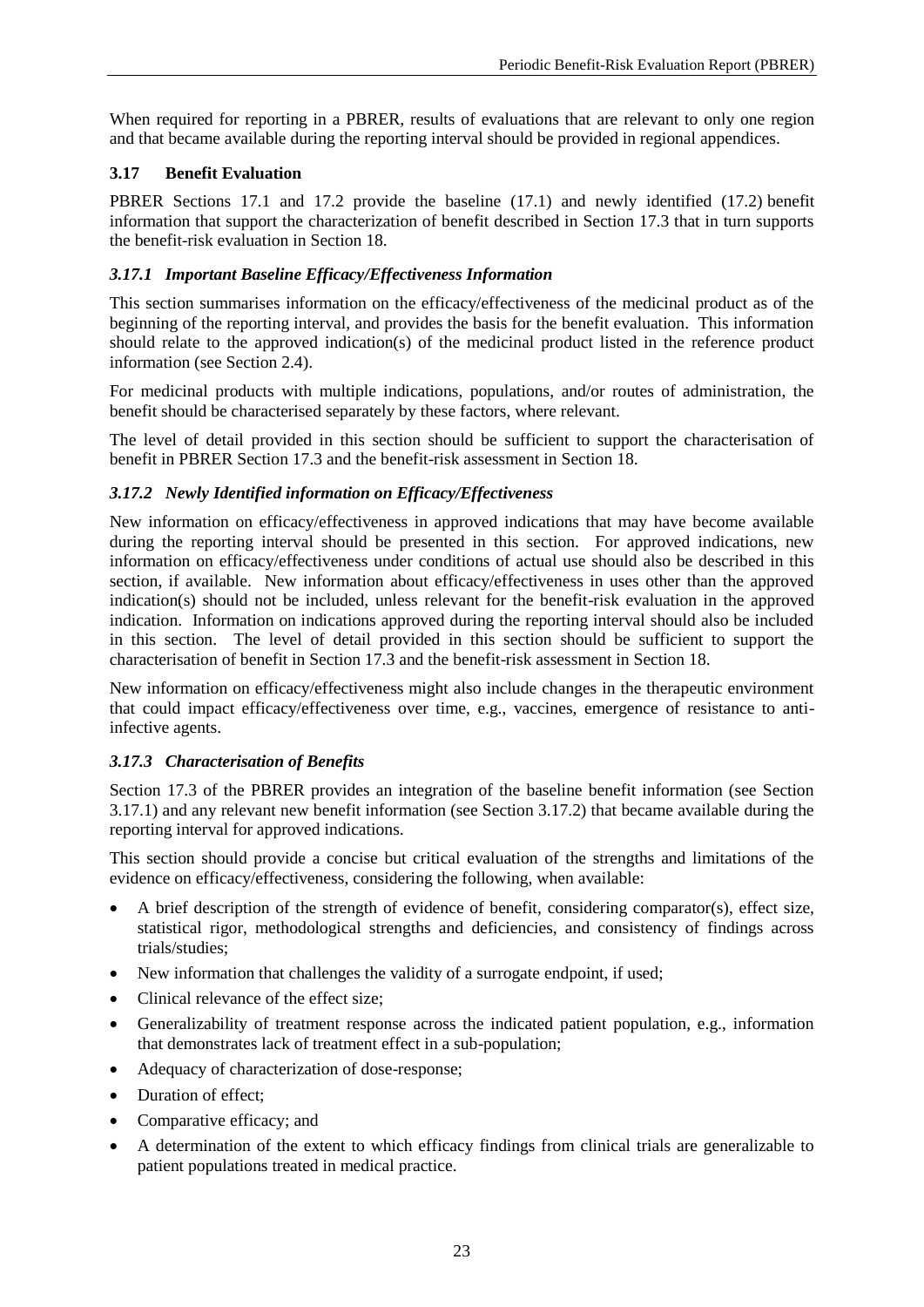When required for reporting in a PBRER, results of evaluations that are relevant to only one region and that became available during the reporting interval should be provided in regional appendices.

### 3.17 Benefit Evaluation

PBRER Sections 17.1 and 17.2 provide the baseline (17.1) and newly identified (17.2) benefit information that support the characterization of benefit described in Section 17.3 that in turn supports the benefit-risk evaluation in Section 18.

#### *3.17.1 Important Baseline Efficacy/Effectiveness Information*

This section summarises information on the efficacy/effectiveness of the medicinal product as of the beginning of the reporting interval, and provides the basis for the benefit evaluation. This information should relate to the approved indication(s) of the medicinal product listed in the reference product information (see Section 2.4).

For medicinal products with multiple indications, populations, and/or routes of administration, the benefit should be characterised separately by these factors, where relevant.

The level of detail provided in this section should be sufficient to support the characterisation of benefit in PBRER Section 17.3 and the benefit-risk assessment in Section 18.

#### *3.17.2 Newly Identified information on Efficacy/Effectiveness*

New information on efficacy/effectiveness in approved indications that may have become available during the reporting interval should be presented in this section. For approved indications, new information on efficacy/effectiveness under conditions of actual use should also be described in this section, if available. New information about efficacy/effectiveness in uses other than the approved indication(s) should not be included, unless relevant for the benefit-risk evaluation in the approved indication. Information on indications approved during the reporting interval should also be included in this section. The level of detail provided in this section should be sufficient to support the characterisation of benefit in Section 17.3 and the benefit-risk assessment in Section 18.

New information on efficacy/effectiveness might also include changes in the therapeutic environment that could impact efficacy/effectiveness over time, e.g., vaccines, emergence of resistance to anti-infective agents.

#### *3.17.3 Characterisation of Benefits*

Section 17.3 of the PBRER provides an integration of the baseline benefit information (see Section 3.17.1) and any relevant new benefit information (see Section 3.17.2) that became available during the reporting interval for approved indications.

This section should provide a concise but critical evaluation of the strengths and limitations of the evidence on efficacy/effectiveness, considering the following, when available:

- A brief description of the strength of evidence of benefit, considering comparator(s), effect size, statistical rigor, methodological strengths and deficiencies, and consistency of findings across trials/studies;
- New information that challenges the validity of a surrogate endpoint, if used;
- Clinical relevance of the effect size;
- Generalizability of treatment response across the indicated patient population, e.g., information that demonstrates lack of treatment effect in a sub-population;
- Adequacy of characterization of dose-response;
- Duration of effect;
- Comparative efficacy; and
- A determination of the extent to which efficacy findings from clinical trials are generalizable to patient populations treated in medical practice.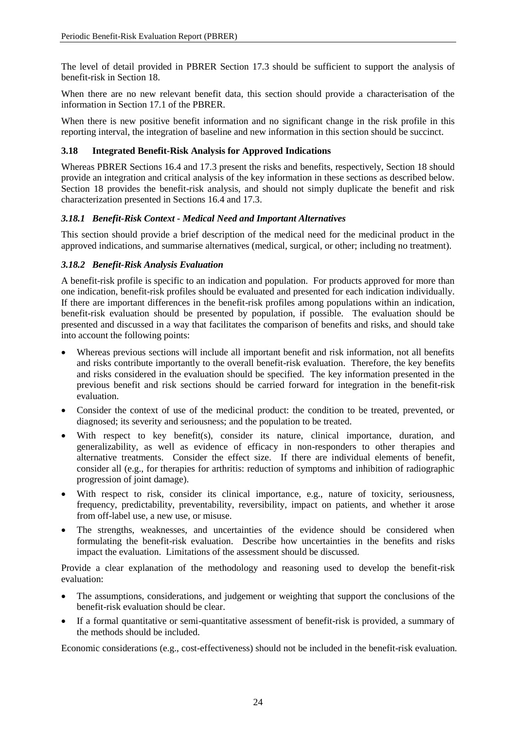The level of detail provided in PBRER Section 17.3 should be sufficient to support the analysis of benefit-risk in Section 18.

When there are no new relevant benefit data, this section should provide a characterisation of the information in Section 17.1 of the PBRER.

When there is new positive benefit information and no significant change in the risk profile in this reporting interval, the integration of baseline and new information in this section should be succinct.

### 3.18 Integrated Benefit-Risk Analysis for Approved Indications

Whereas PBRER Sections 16.4 and 17.3 present the risks and benefits, respectively, Section 18 should provide an integration and critical analysis of the key information in these sections as described below. Section 18 provides the benefit-risk analysis, and should not simply duplicate the benefit and risk characterization presented in Sections 16.4 and 17.3.

#### *3.18.1 Benefit-Risk Context - Medical Need and Important Alternatives*

This section should provide a brief description of the medical need for the medicinal product in the approved indications, and summarise alternatives (medical, surgical, or other; including no treatment).

#### *3.18.2 Benefit-Risk Analysis Evaluation*

A benefit-risk profile is specific to an indication and population. For products approved for more than one indication, benefit-risk profiles should be evaluated and presented for each indication individually. If there are important differences in the benefit-risk profiles among populations within an indication, benefit-risk evaluation should be presented by population, if possible. The evaluation should be presented and discussed in a way that facilitates the comparison of benefits and risks, and should take into account the following points:

- Whereas previous sections will include all important benefit and risk information, not all benefits and risks contribute importantly to the overall benefit-risk evaluation. Therefore, the key benefits and risks considered in the evaluation should be specified. The key information presented in the previous benefit and risk sections should be carried forward for integration in the benefit-risk evaluation.
- Consider the context of use of the medicinal product: the condition to be treated, prevented, or diagnosed; its severity and seriousness; and the population to be treated.
- With respect to key benefit(s), consider its nature, clinical importance, duration, and generalizability, as well as evidence of efficacy in non-responders to other therapies and alternative treatments. Consider the effect size. If there are individual elements of benefit, consider all (e.g., for therapies for arthritis: reduction of symptoms and inhibition of radiographic progression of joint damage).
- With respect to risk, consider its clinical importance, e.g., nature of toxicity, seriousness, frequency, predictability, preventability, reversibility, impact on patients, and whether it arose from off-label use, a new use, or misuse.
- The strengths, weaknesses, and uncertainties of the evidence should be considered when formulating the benefit-risk evaluation. Describe how uncertainties in the benefits and risks impact the evaluation. Limitations of the assessment should be discussed.

Provide a clear explanation of the methodology and reasoning used to develop the benefit-risk evaluation:

- The assumptions, considerations, and judgement or weighting that support the conclusions of the benefit-risk evaluation should be clear.
- If a formal quantitative or semi-quantitative assessment of benefit-risk is provided, a summary of the methods should be included.

Economic considerations (e.g., cost-effectiveness) should not be included in the benefit-risk evaluation.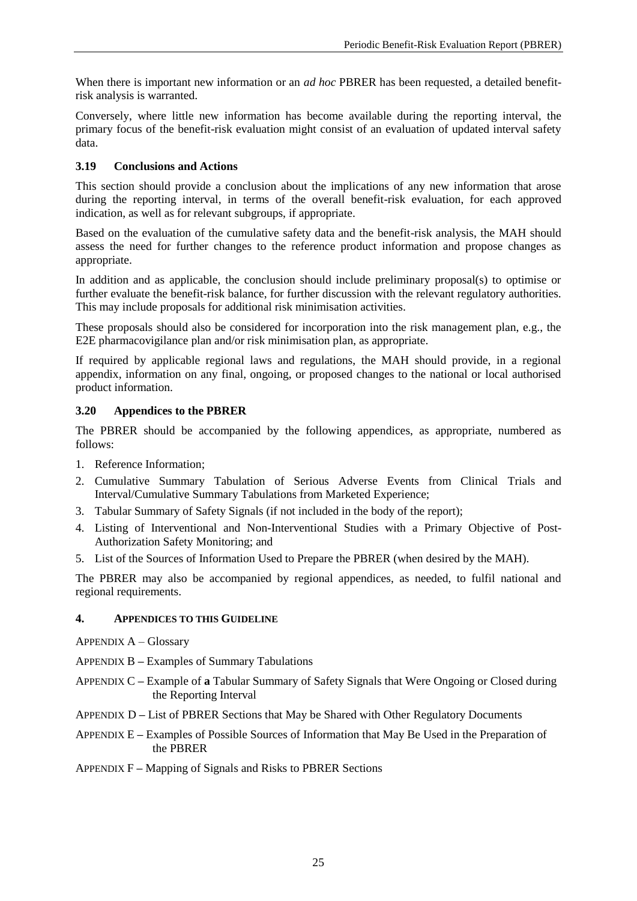When there is important new information or an *ad hoc* PBRER has been requested, a detailed benefit-risk analysis is warranted.

Conversely, where little new information has become available during the reporting interval, the primary focus of the benefit-risk evaluation might consist of an evaluation of updated interval safety data.

### 3.19 Conclusions and Actions

This section should provide a conclusion about the implications of any new information that arose during the reporting interval, in terms of the overall benefit-risk evaluation, for each approved indication, as well as for relevant subgroups, if appropriate.

Based on the evaluation of the cumulative safety data and the benefit-risk analysis, the MAH should assess the need for further changes to the reference product information and propose changes as appropriate.

In addition and as applicable, the conclusion should include preliminary proposal(s) to optimise or further evaluate the benefit-risk balance, for further discussion with the relevant regulatory authorities. This may include proposals for additional risk minimisation activities.

These proposals should also be considered for incorporation into the risk management plan, e.g., the E2E pharmacovigilance plan and/or risk minimisation plan, as appropriate.

If required by applicable regional laws and regulations, the MAH should provide, in a regional appendix, information on any final, ongoing, or proposed changes to the national or local authorised product information.

### 3.20 Appendices to the PBRER

The PBRER should be accompanied by the following appendices, as appropriate, numbered as follows:

1. Reference Information;
2. Cumulative Summary Tabulation of Serious Adverse Events from Clinical Trials and Interval/Cumulative Summary Tabulations from Marketed Experience;
3. Tabular Summary of Safety Signals (if not included in the body of the report);
4. Listing of Interventional and Non-Interventional Studies with a Primary Objective of Post-Authorization Safety Monitoring; and
5. List of the Sources of Information Used to Prepare the PBRER (when desired by the MAH).

The PBRER may also be accompanied by regional appendices, as needed, to fulfil national and regional requirements.

## 4. APPENDICES TO THIS GUIDELINE

APPENDIX A – Glossary

APPENDIX B – Examples of Summary Tabulations

APPENDIX C – Example of **a** Tabular Summary of Safety Signals that Were Ongoing or Closed during the Reporting Interval

APPENDIX D – List of PBRER Sections that May be Shared with Other Regulatory Documents

APPENDIX E – Examples of Possible Sources of Information that May Be Used in the Preparation of the PBRER

APPENDIX F – Mapping of Signals and Risks to PBRER Sections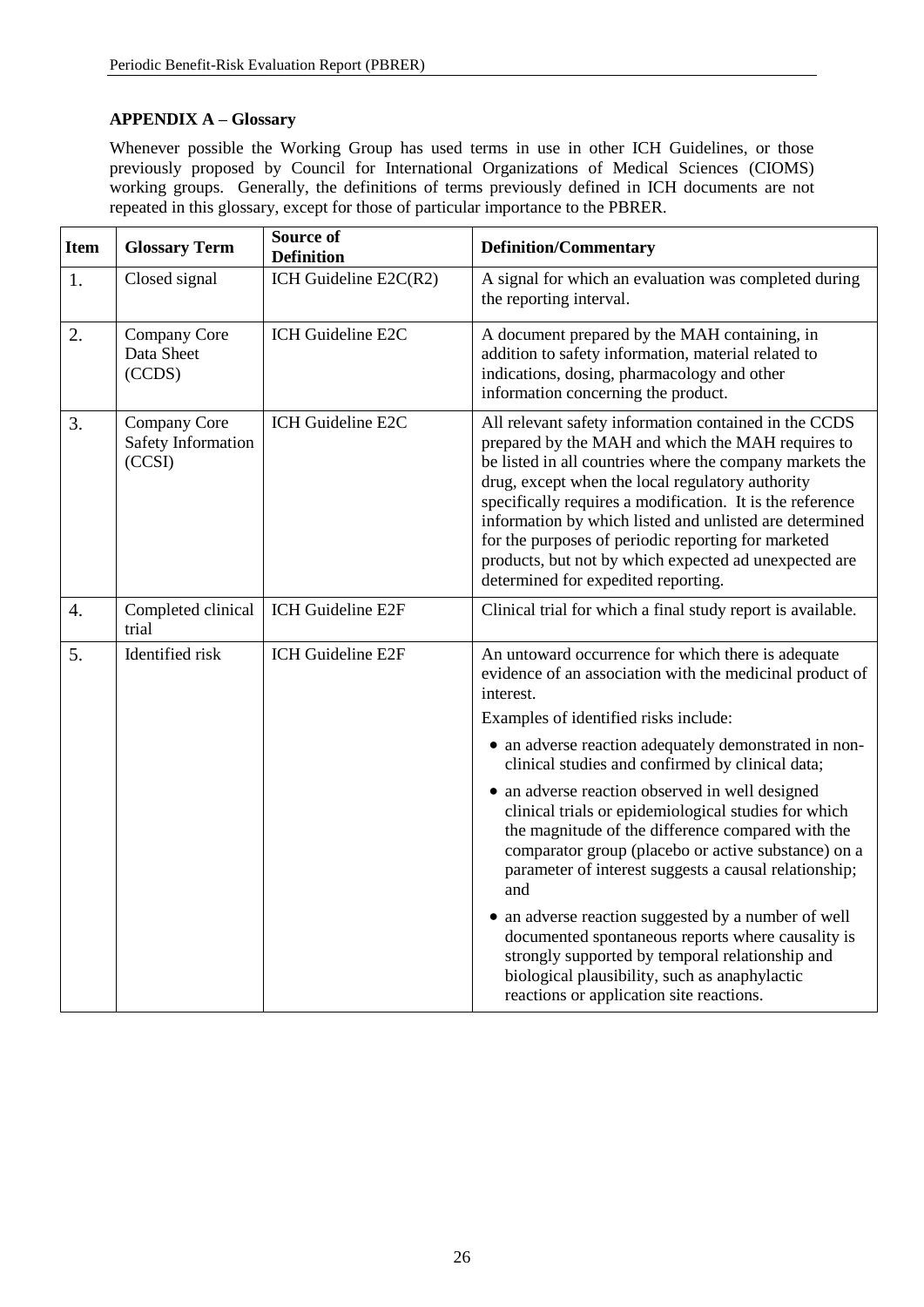**APPENDIX A – Glossary**

Whenever possible the Working Group has used terms in use in other ICH Guidelines, or those previously proposed by Council for International Organizations of Medical Sciences (CIOMS) working groups. Generally, the definitions of terms previously defined in ICH documents are not repeated in this glossary, except for those of particular importance to the PBRER.

| Item | Glossary Term | Source of Definition | Definition/Commentary |
|---|---|---|---|
| 1. | Closed signal | ICH Guideline E2C(R2) | A signal for which an evaluation was completed during the reporting interval. |
| 2. | Company Core Data Sheet (CCDS) | ICH Guideline E2C | A document prepared by the MAH containing, in addition to safety information, material related to indications, dosing, pharmacology and other information concerning the product. |
| 3. | Company Core Safety Information (CCSI) | ICH Guideline E2C | All relevant safety information contained in the CCDS prepared by the MAH and which the MAH requires to be listed in all countries where the company markets the drug, except when the local regulatory authority specifically requires a modification. It is the reference information by which listed and unlisted are determined for the purposes of periodic reporting for marketed products, but not by which expected ad unexpected are determined for expedited reporting. |
| 4. | Completed clinical trial | ICH Guideline E2F | Clinical trial for which a final study report is available. |
| 5. | Identified risk | ICH Guideline E2F | An untoward occurrence for which there is adequate evidence of an association with the medicinal product of interest.<br>Examples of identified risks include:<br>• an adverse reaction adequately demonstrated in non-clinical studies and confirmed by clinical data;<br>• an adverse reaction observed in well designed clinical trials or epidemiological studies for which the magnitude of the difference compared with the comparator group (placebo or active substance) on a parameter of interest suggests a causal relationship; and<br>• an adverse reaction suggested by a number of well documented spontaneous reports where causality is strongly supported by temporal relationship and biological plausibility, such as anaphylactic reactions or application site reactions. |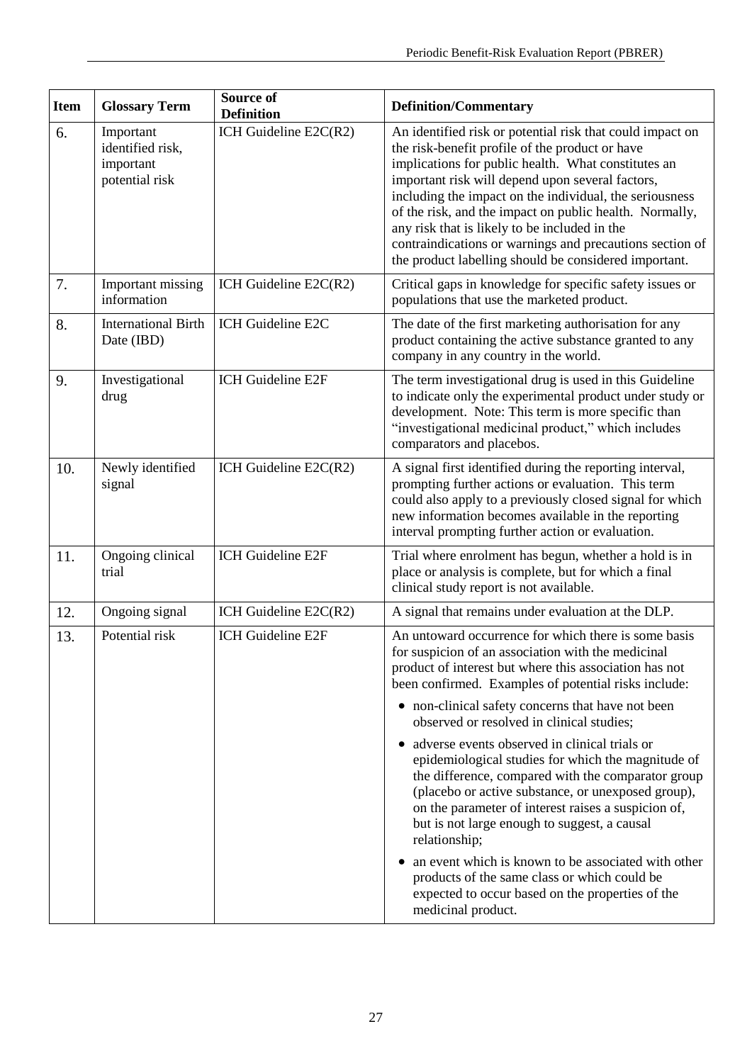| Item | Glossary Term | Source of Definition | Definition/Commentary |
|---|---|---|---|
| 6. | Important identified risk, important potential risk | ICH Guideline E2C(R2) | An identified risk or potential risk that could impact on the risk-benefit profile of the product or have implications for public health. What constitutes an important risk will depend upon several factors, including the impact on the individual, the seriousness of the risk, and the impact on public health. Normally, any risk that is likely to be included in the contraindications or warnings and precautions section of the product labelling should be considered important. |
| 7. | Important missing information | ICH Guideline E2C(R2) | Critical gaps in knowledge for specific safety issues or populations that use the marketed product. |
| 8. | International Birth Date (IBD) | ICH Guideline E2C | The date of the first marketing authorisation for any product containing the active substance granted to any company in any country in the world. |
| 9. | Investigational drug | ICH Guideline E2F | The term investigational drug is used in this Guideline to indicate only the experimental product under study or development. Note: This term is more specific than "investigational medicinal product," which includes comparators and placebos. |
| 10. | Newly identified signal | ICH Guideline E2C(R2) | A signal first identified during the reporting interval, prompting further actions or evaluation. This term could also apply to a previously closed signal for which new information becomes available in the reporting interval prompting further action or evaluation. |
| 11. | Ongoing clinical trial | ICH Guideline E2F | Trial where enrolment has begun, whether a hold is in place or analysis is complete, but for which a final clinical study report is not available. |
| 12. | Ongoing signal | ICH Guideline E2C(R2) | A signal that remains under evaluation at the DLP. |
| 13. | Potential risk | ICH Guideline E2F | An untoward occurrence for which there is some basis for suspicion of an association with the medicinal product of interest but where this association has not been confirmed. Examples of potential risks include: <br>• non-clinical safety concerns that have not been observed or resolved in clinical studies; <br>• adverse events observed in clinical trials or epidemiological studies for which the magnitude of the difference, compared with the comparator group (placebo or active substance, or unexposed group), on the parameter of interest raises a suspicion of, but is not large enough to suggest, a causal relationship; <br>• an event which is known to be associated with other products of the same class or which could be expected to occur based on the properties of the medicinal product. |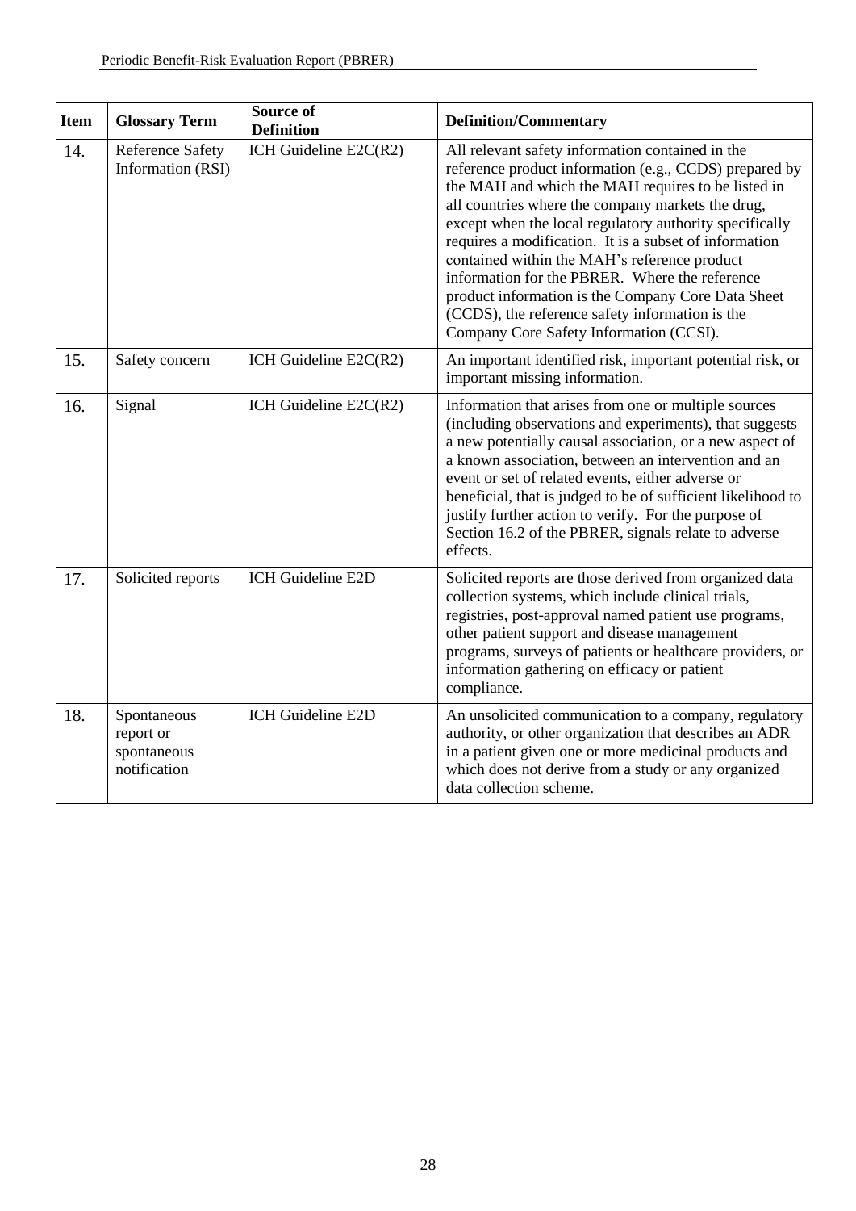| Item | Glossary Term | Source of Definition | Definition/Commentary |
|---|---|---|---|
| 14. | Reference Safety Information (RSI) | ICH Guideline E2C(R2) | All relevant safety information contained in the reference product information (e.g., CCDS) prepared by the MAH and which the MAH requires to be listed in all countries where the company markets the drug, except when the local regulatory authority specifically requires a modification. It is a subset of information contained within the MAH's reference product information for the PBRER. Where the reference product information is the Company Core Data Sheet (CCDS), the reference safety information is the Company Core Safety Information (CCSI). |
| 15. | Safety concern | ICH Guideline E2C(R2) | An important identified risk, important potential risk, or important missing information. |
| 16. | Signal | ICH Guideline E2C(R2) | Information that arises from one or multiple sources (including observations and experiments), that suggests a new potentially causal association, or a new aspect of a known association, between an intervention and an event or set of related events, either adverse or beneficial, that is judged to be of sufficient likelihood to justify further action to verify. For the purpose of Section 16.2 of the PBRER, signals relate to adverse effects. |
| 17. | Solicited reports | ICH Guideline E2D | Solicited reports are those derived from organized data collection systems, which include clinical trials, registries, post-approval named patient use programs, other patient support and disease management programs, surveys of patients or healthcare providers, or information gathering on efficacy or patient compliance. |
| 18. | Spontaneous report or spontaneous notification | ICH Guideline E2D | An unsolicited communication to a company, regulatory authority, or other organization that describes an ADR in a patient given one or more medicinal products and which does not derive from a study or any organized data collection scheme. |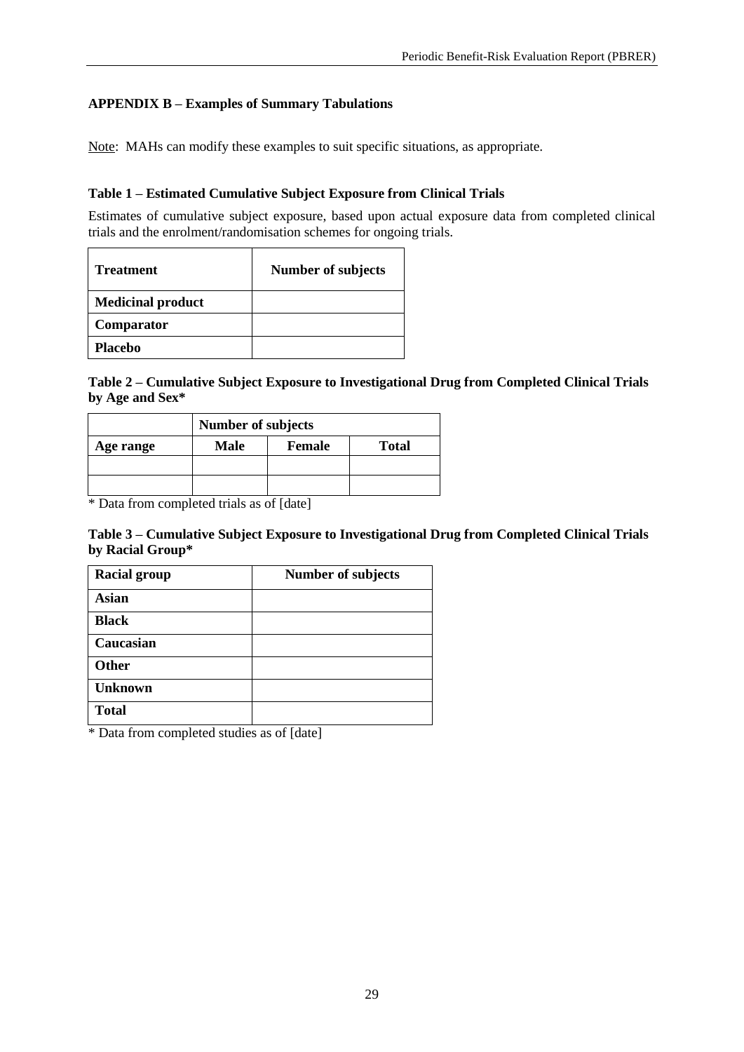## APPENDIX B – Examples of Summary Tabulations

Note: MAHs can modify these examples to suit specific situations, as appropriate.

### Table 1 – Estimated Cumulative Subject Exposure from Clinical Trials

Estimates of cumulative subject exposure, based upon actual exposure data from completed clinical trials and the enrolment/randomisation schemes for ongoing trials.

| Treatment | Number of subjects |
|---|---|
| **Medicinal product** | |
| **Comparator** | |
| **Placebo** | |

### Table 2 – Cumulative Subject Exposure to Investigational Drug from Completed Clinical Trials by Age and Sex*

| | Number of subjects | | |
|---|---|---|---|
| **Age range** | **Male** | **Female** | **Total** |
| | | | |
| | | | |

* Data from completed trials as of [date]

### Table 3 – Cumulative Subject Exposure to Investigational Drug from Completed Clinical Trials by Racial Group*

| Racial group | Number of subjects |
|---|---|
| **Asian** | |
| **Black** | |
| **Caucasian** | |
| **Other** | |
| **Unknown** | |
| **Total** | |

* Data from completed studies as of [date]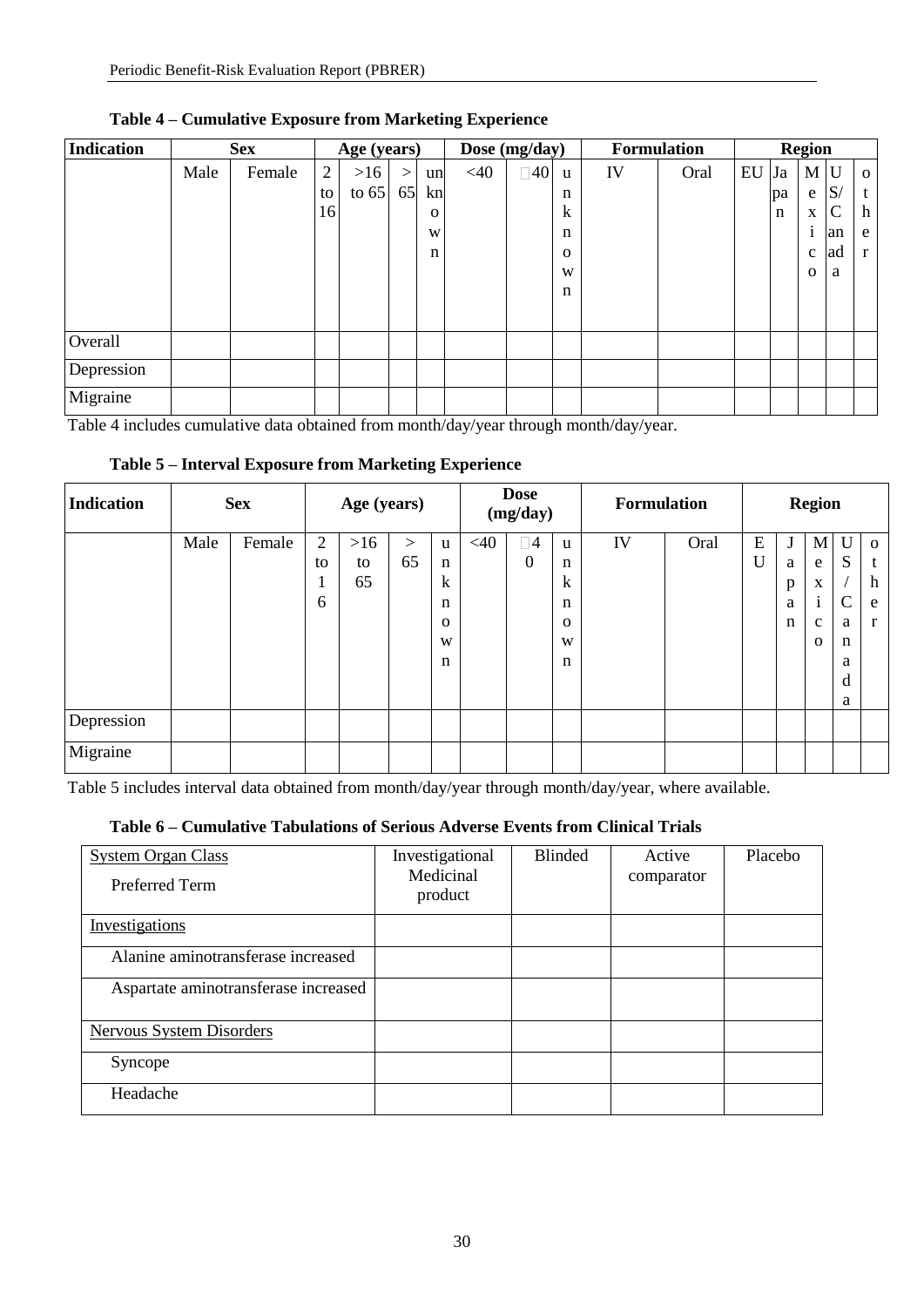**Table 4 – Cumulative Exposure from Marketing Experience**

| Indication | Sex | | Age (years) | | | | Dose (mg/day) | | | Formulation | | Region | | | | |
|---|---|---|---|---|---|---|---|---|---|---|---|---|---|---|---|---|
| | Male | Female | 2 to 16 | >16 to 65 | > 65 | unknown | <40 | ≥40 | unknown | IV | Oral | EU | Japan | Mexico | US/Canada | other |
| Overall | | | | | | | | | | | | | | | | |
| Depression | | | | | | | | | | | | | | | | |
| Migraine | | | | | | | | | | | | | | | | |

Table 4 includes cumulative data obtained from month/day/year through month/day/year.

**Table 5 – Interval Exposure from Marketing Experience**

| Indication | Sex | | Age (years) | | | | Dose (mg/day) | | | Formulation | | Region | | | | |
|---|---|---|---|---|---|---|---|---|---|---|---|---|---|---|---|---|
| | Male | Female | 2 to 16 | >16 to 65 | > 65 | unknown | <40 | ≥40 | unknown | IV | Oral | EU | Japan | Mexico | US/Canada | other |
| Depression | | | | | | | | | | | | | | | | |
| Migraine | | | | | | | | | | | | | | | | |

Table 5 includes interval data obtained from month/day/year through month/day/year, where available.

**Table 6 – Cumulative Tabulations of Serious Adverse Events from Clinical Trials**

| System Organ Class<br>Preferred Term | Investigational Medicinal product | Blinded | Active comparator | Placebo |
|---|---|---|---|---|
| Investigations | | | | |
| Alanine aminotransferase increased | | | | |
| Aspartate aminotransferase increased | | | | |
| Nervous System Disorders | | | | |
| Syncope | | | | |
| Headache | | | | |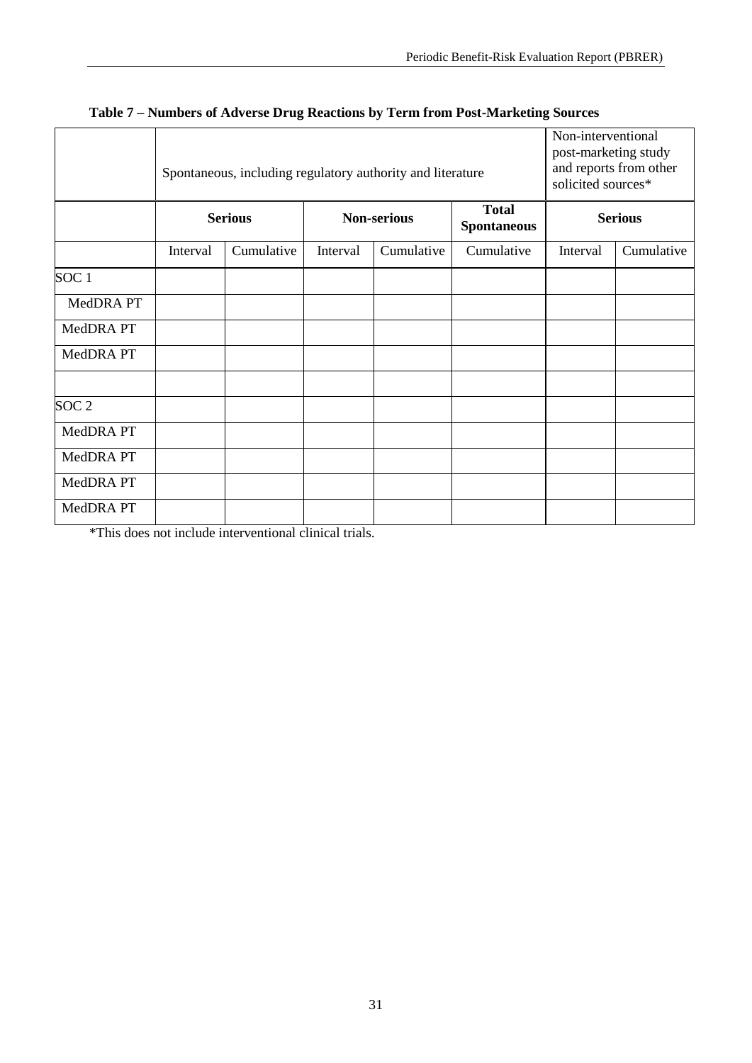**Table 7 – Numbers of Adverse Drug Reactions by Term from Post-Marketing Sources**

| | Spontaneous, including regulatory authority and literature | | | | | Non-interventional post-marketing study and reports from other solicited sources* | |
|---|---|---|---|---|---|---|---|
| | **Serious** | | **Non-serious** | | **Total Spontaneous** | **Serious** | |
| | Interval | Cumulative | Interval | Cumulative | Cumulative | Interval | Cumulative |
| SOC 1 | | | | | | | |
| MedDRA PT | | | | | | | |
| MedDRA PT | | | | | | | |
| MedDRA PT | | | | | | | |
| | | | | | | | |
| SOC 2 | | | | | | | |
| MedDRA PT | | | | | | | |
| MedDRA PT | | | | | | | |
| MedDRA PT | | | | | | | |
| MedDRA PT | | | | | | | |

*This does not include interventional clinical trials.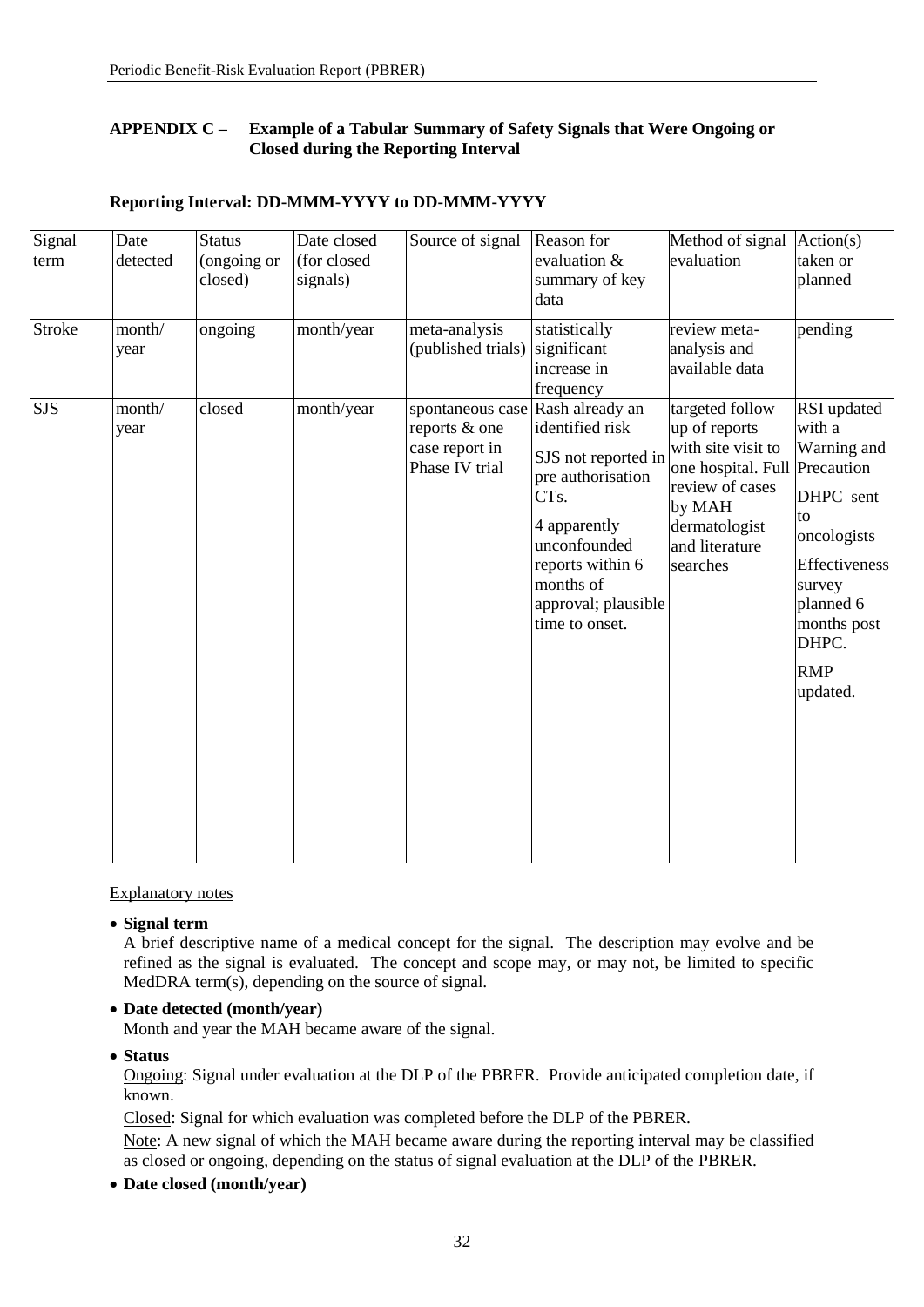**APPENDIX C – Example of a Tabular Summary of Safety Signals that Were Ongoing or Closed during the Reporting Interval**

**Reporting Interval: DD-MMM-YYYY to DD-MMM-YYYY**

| Signal term | Date detected | Status (ongoing or closed) | Date closed (for closed signals) | Source of signal | Reason for evaluation & summary of key data | Method of signal evaluation | Action(s) taken or planned |
|---|---|---|---|---|---|---|---|
| Stroke | month/ year | ongoing | month/year | meta-analysis (published trials) | statistically significant increase in frequency | review meta-analysis and available data | pending |
| SJS | month/ year | closed | month/year | spontaneous case reports & one case report in Phase IV trial | Rash already an identified risk<br><br>SJS not reported in pre authorisation CTs.<br><br>4 apparently unconfounded reports within 6 months of approval; plausible time to onset. | targeted follow up of reports with site visit to one hospital. Full review of cases by MAH dermatologist and literature searches | RSI updated with a Warning and Precaution<br><br>DHPC sent to oncologists<br><br>Effectiveness survey planned 6 months post DHPC.<br><br>RMP updated. |

Explanatory notes

- **Signal term**
  A brief descriptive name of a medical concept for the signal. The description may evolve and be refined as the signal is evaluated. The concept and scope may, or may not, be limited to specific MedDRA term(s), depending on the source of signal.
- **Date detected (month/year)**
  Month and year the MAH became aware of the signal.
- **Status**
  Ongoing: Signal under evaluation at the DLP of the PBRER. Provide anticipated completion date, if known.
  Closed: Signal for which evaluation was completed before the DLP of the PBRER.
  Note: A new signal of which the MAH became aware during the reporting interval may be classified as closed or ongoing, depending on the status of signal evaluation at the DLP of the PBRER.
- **Date closed (month/year)**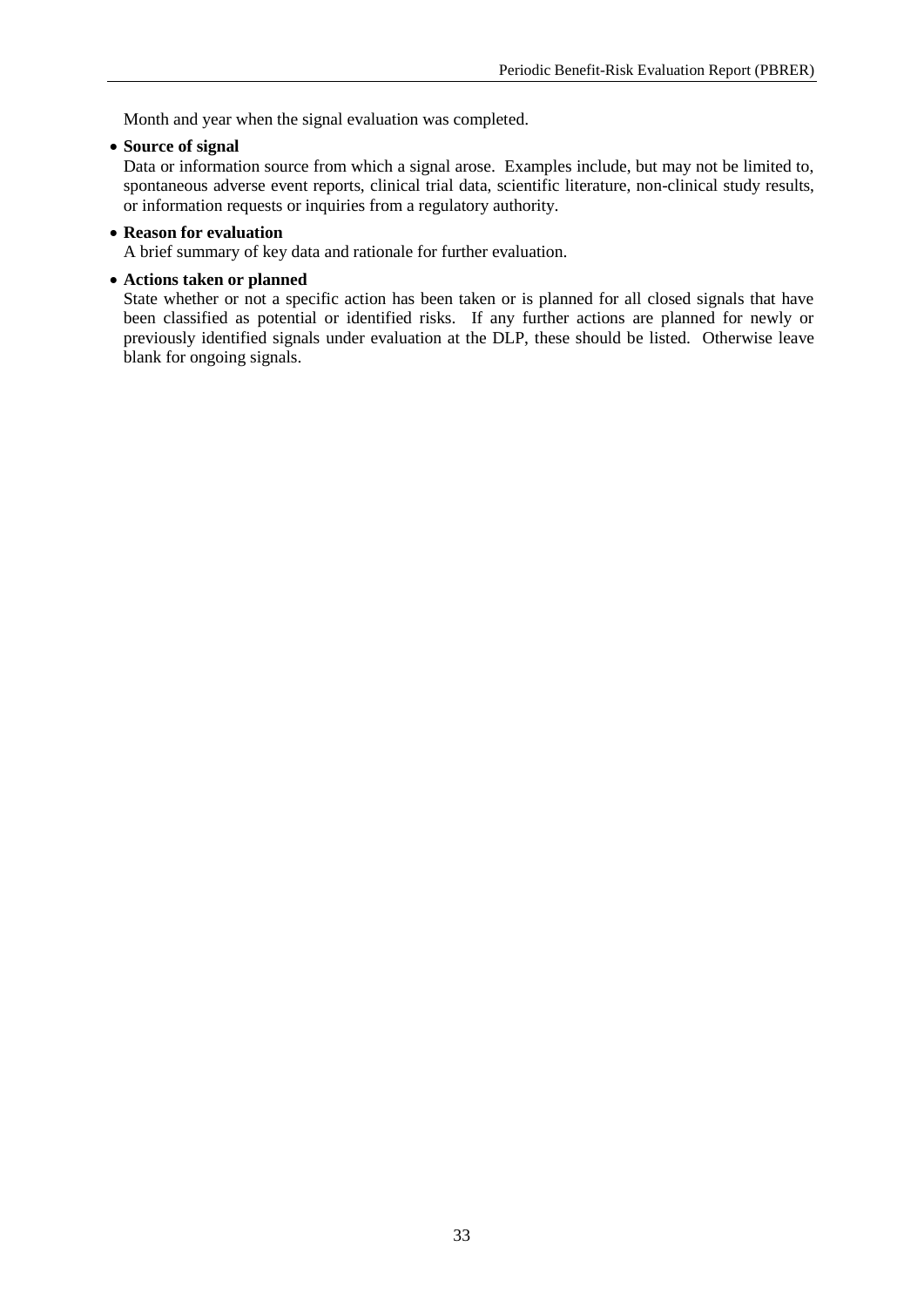Month and year when the signal evaluation was completed.

- **Source of signal**

  Data or information source from which a signal arose. Examples include, but may not be limited to, spontaneous adverse event reports, clinical trial data, scientific literature, non-clinical study results, or information requests or inquiries from a regulatory authority.

- **Reason for evaluation**

  A brief summary of key data and rationale for further evaluation.

- **Actions taken or planned**

  State whether or not a specific action has been taken or is planned for all closed signals that have been classified as potential or identified risks. If any further actions are planned for newly or previously identified signals under evaluation at the DLP, these should be listed. Otherwise leave blank for ongoing signals.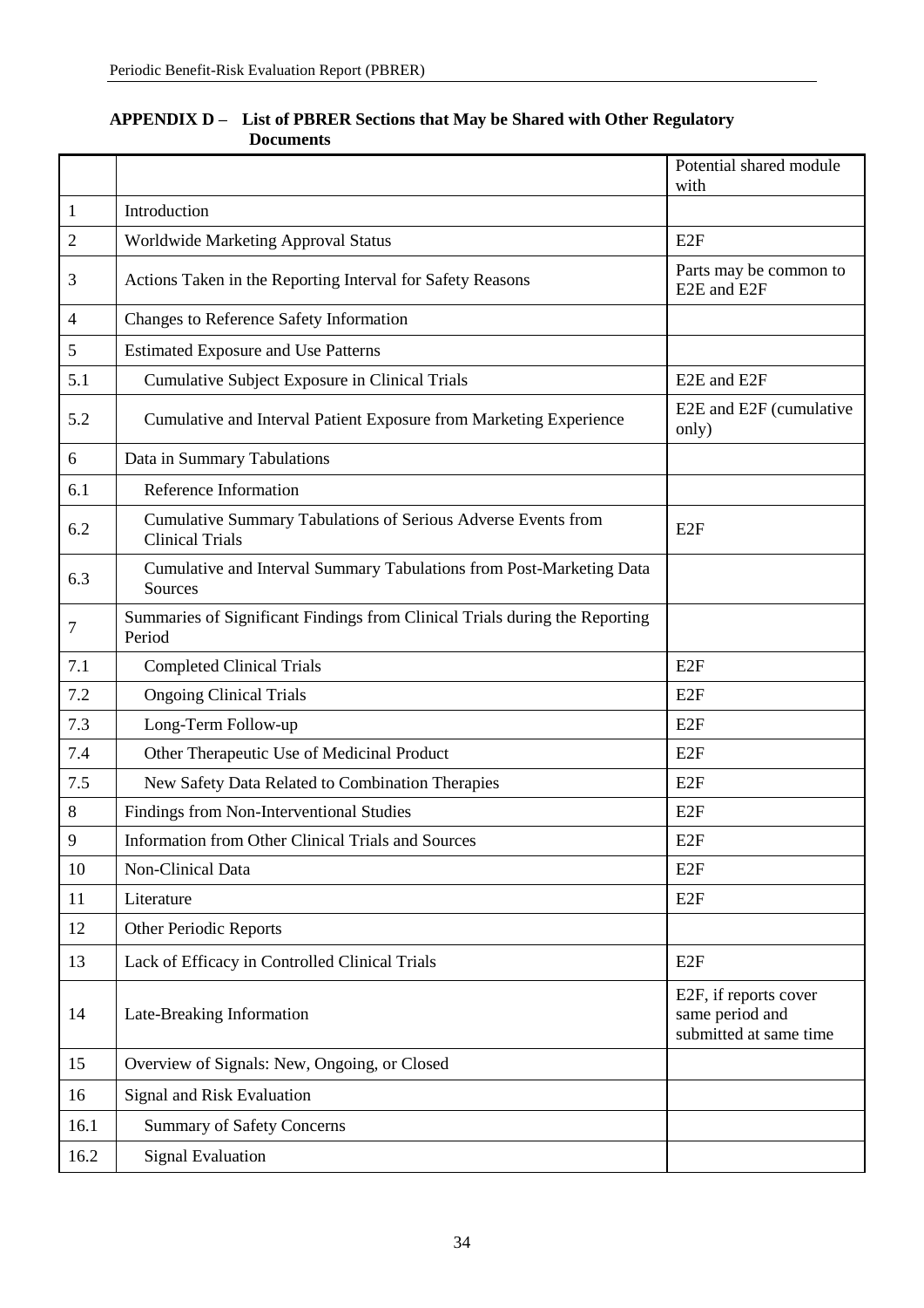**APPENDIX D – List of PBRER Sections that May be Shared with Other Regulatory Documents**

| | | Potential shared module with |
|---|---|---|
| 1 | Introduction | |
| 2 | Worldwide Marketing Approval Status | E2F |
| 3 | Actions Taken in the Reporting Interval for Safety Reasons | Parts may be common to E2E and E2F |
| 4 | Changes to Reference Safety Information | |
| 5 | Estimated Exposure and Use Patterns | |
| 5.1 | Cumulative Subject Exposure in Clinical Trials | E2E and E2F |
| 5.2 | Cumulative and Interval Patient Exposure from Marketing Experience | E2E and E2F (cumulative only) |
| 6 | Data in Summary Tabulations | |
| 6.1 | Reference Information | |
| 6.2 | Cumulative Summary Tabulations of Serious Adverse Events from Clinical Trials | E2F |
| 6.3 | Cumulative and Interval Summary Tabulations from Post-Marketing Data Sources | |
| 7 | Summaries of Significant Findings from Clinical Trials during the Reporting Period | |
| 7.1 | Completed Clinical Trials | E2F |
| 7.2 | Ongoing Clinical Trials | E2F |
| 7.3 | Long-Term Follow-up | E2F |
| 7.4 | Other Therapeutic Use of Medicinal Product | E2F |
| 7.5 | New Safety Data Related to Combination Therapies | E2F |
| 8 | Findings from Non-Interventional Studies | E2F |
| 9 | Information from Other Clinical Trials and Sources | E2F |
| 10 | Non-Clinical Data | E2F |
| 11 | Literature | E2F |
| 12 | Other Periodic Reports | |
| 13 | Lack of Efficacy in Controlled Clinical Trials | E2F |
| 14 | Late-Breaking Information | E2F, if reports cover same period and submitted at same time |
| 15 | Overview of Signals: New, Ongoing, or Closed | |
| 16 | Signal and Risk Evaluation | |
| 16.1 | Summary of Safety Concerns | |
| 16.2 | Signal Evaluation | |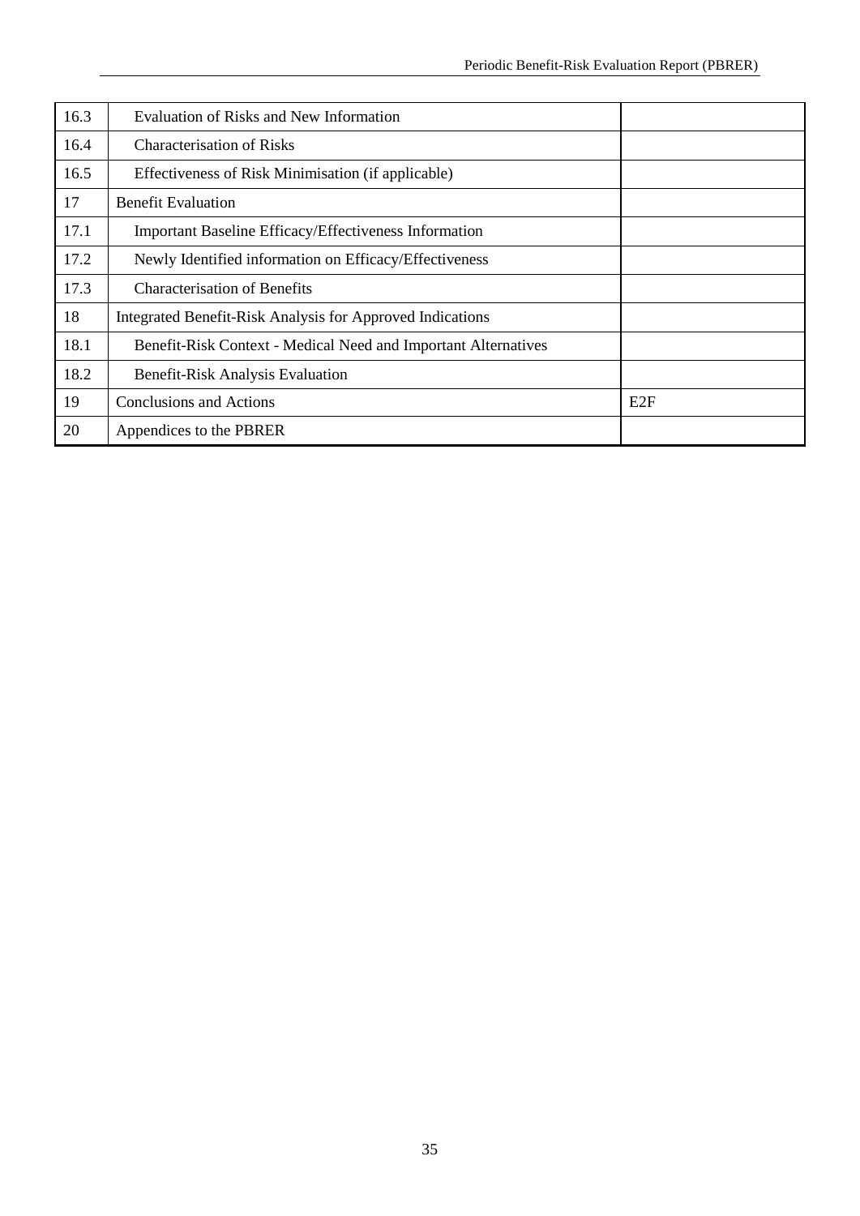| | | |
|---|---|---|
| 16.3 | Evaluation of Risks and New Information | |
| 16.4 | Characterisation of Risks | |
| 16.5 | Effectiveness of Risk Minimisation (if applicable) | |
| 17 | Benefit Evaluation | |
| 17.1 | Important Baseline Efficacy/Effectiveness Information | |
| 17.2 | Newly Identified information on Efficacy/Effectiveness | |
| 17.3 | Characterisation of Benefits | |
| 18 | Integrated Benefit-Risk Analysis for Approved Indications | |
| 18.1 | Benefit-Risk Context - Medical Need and Important Alternatives | |
| 18.2 | Benefit-Risk Analysis Evaluation | |
| 19 | Conclusions and Actions | E2F |
| 20 | Appendices to the PBRER | |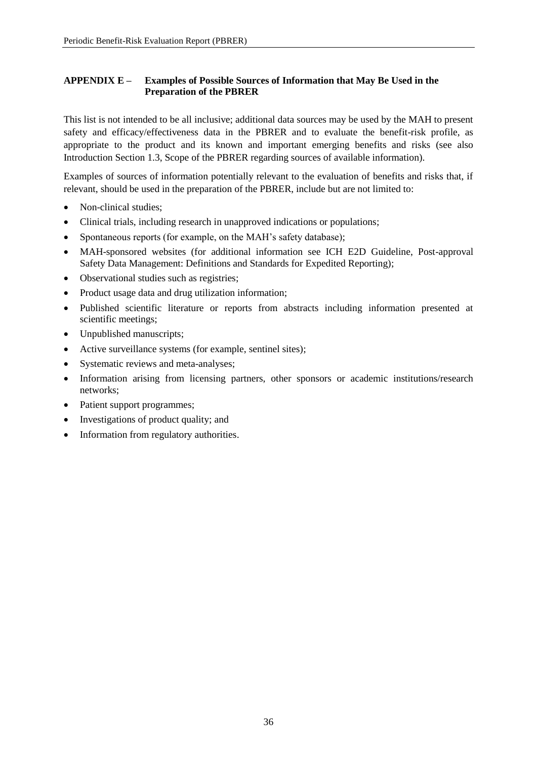## APPENDIX E – Examples of Possible Sources of Information that May Be Used in the Preparation of the PBRER

This list is not intended to be all inclusive; additional data sources may be used by the MAH to present safety and efficacy/effectiveness data in the PBRER and to evaluate the benefit-risk profile, as appropriate to the product and its known and important emerging benefits and risks (see also Introduction Section 1.3, Scope of the PBRER regarding sources of available information).

Examples of sources of information potentially relevant to the evaluation of benefits and risks that, if relevant, should be used in the preparation of the PBRER, include but are not limited to:

- Non-clinical studies;
- Clinical trials, including research in unapproved indications or populations;
- Spontaneous reports (for example, on the MAH's safety database);
- MAH-sponsored websites (for additional information see ICH E2D Guideline, Post-approval Safety Data Management: Definitions and Standards for Expedited Reporting);
- Observational studies such as registries;
- Product usage data and drug utilization information;
- Published scientific literature or reports from abstracts including information presented at scientific meetings;
- Unpublished manuscripts;
- Active surveillance systems (for example, sentinel sites);
- Systematic reviews and meta-analyses;
- Information arising from licensing partners, other sponsors or academic institutions/research networks;
- Patient support programmes;
- Investigations of product quality; and
- Information from regulatory authorities.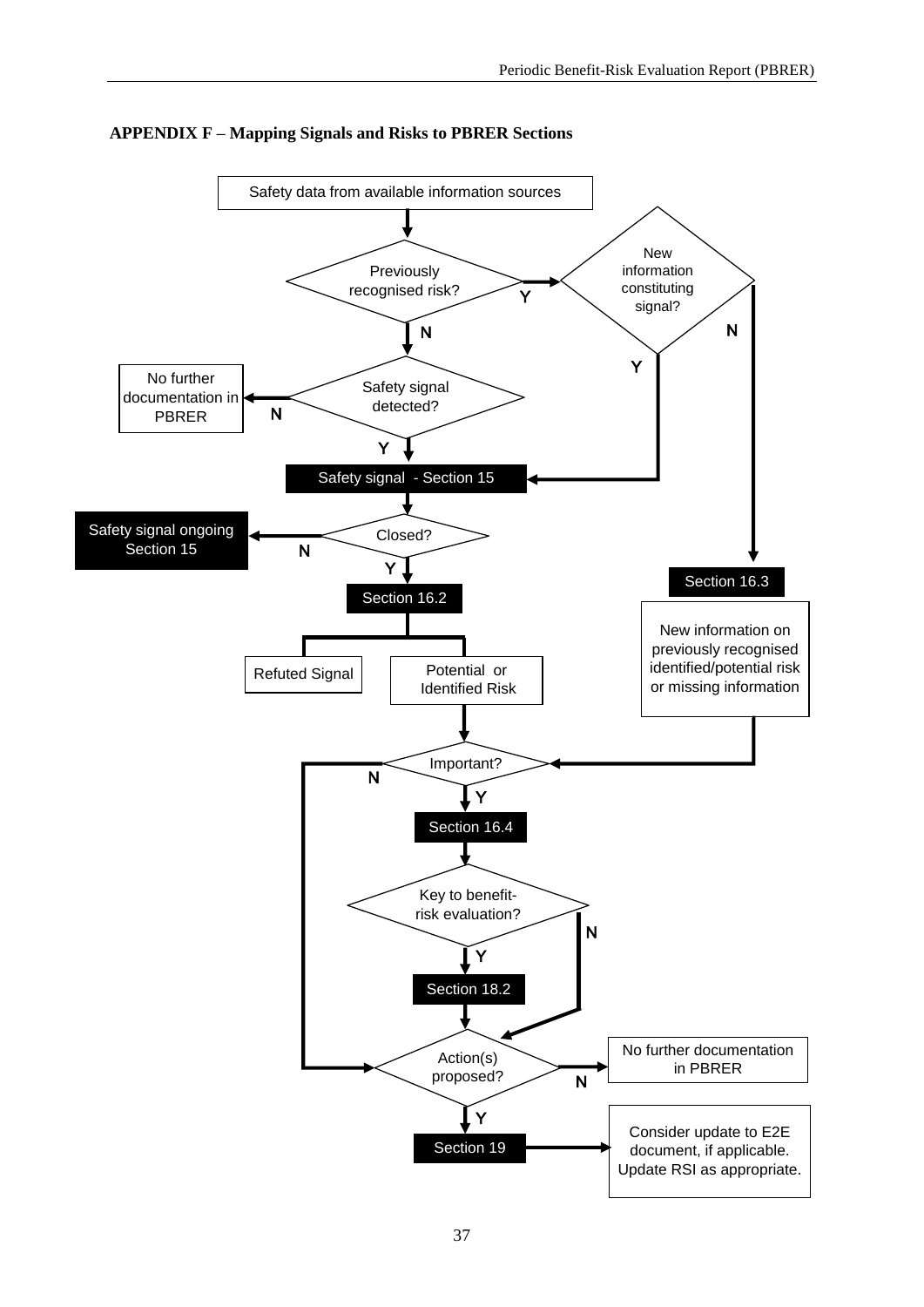**APPENDIX F – Mapping Signals and Risks to PBRER Sections**

Safety data from available information sources

Previously recognised risk?

Y

N

New information constituting signal?

N

Y

No further documentation in PBRER

N

Safety signal detected?

Y

Safety signal - Section 15

Safety signal ongoing Section 15

N

Closed?

Y

Section 16.2

Section 16.3

New information on previously recognised identified/potential risk or missing information

Refuted Signal

Potential or Identified Risk

Important?

N

Y

Section 16.4

Key to benefit-risk evaluation?

N

Y

Section 18.2

Action(s) proposed?

No further documentation in PBRER

N

Y

Section 19

Consider update to E2E document, if applicable. Update RSI as appropriate.